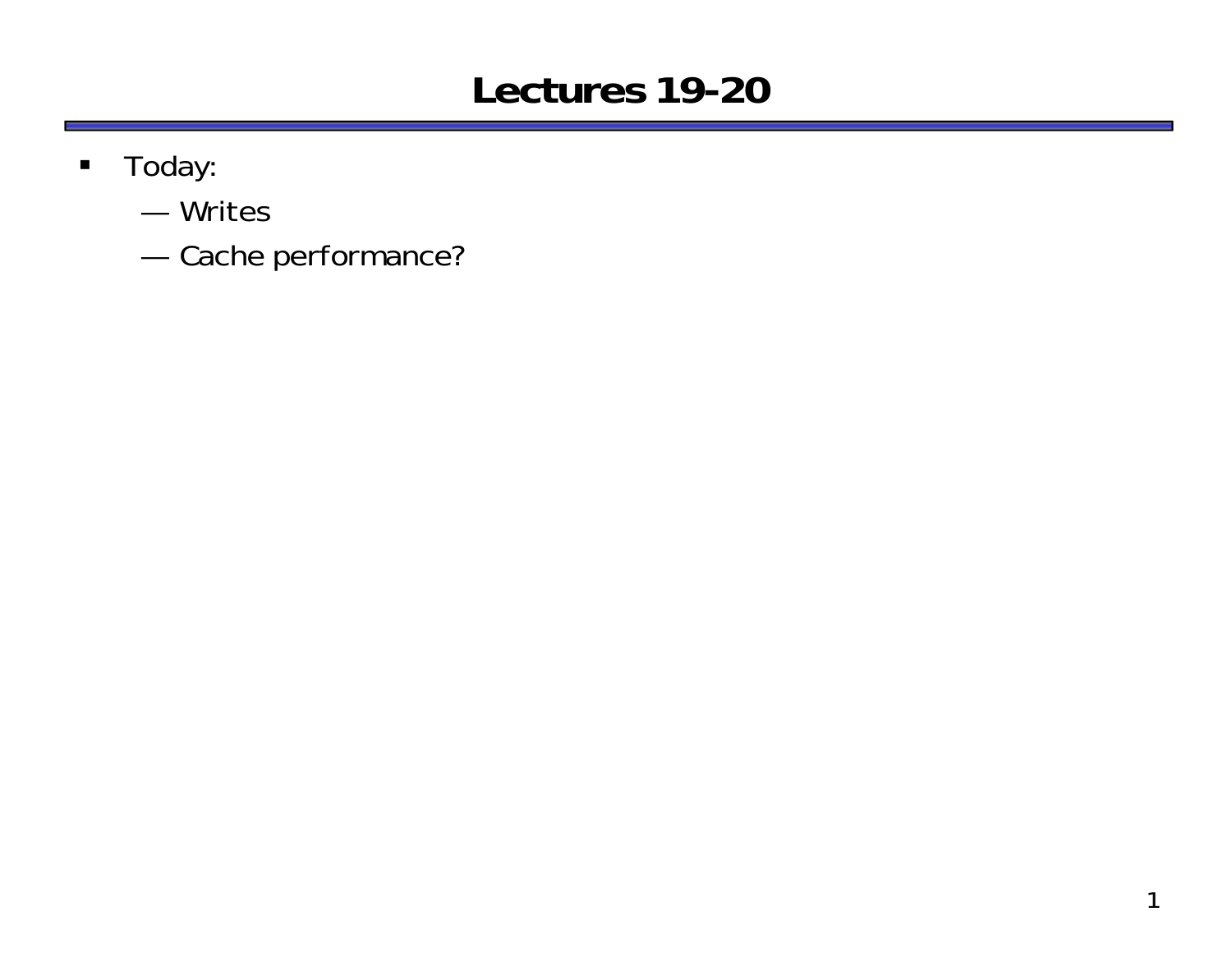# Lectures 19-20

- Today:
  - Writes
  - Cache performance?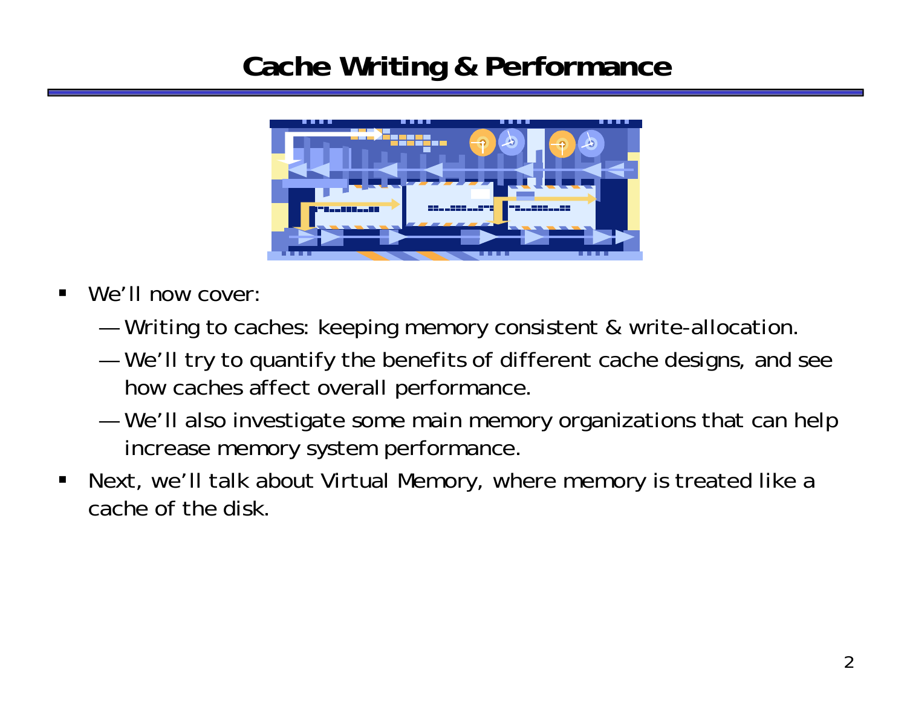# Cache Writing & Performance

- We'll now cover:
  - Writing to caches: keeping memory consistent & write-allocation.
  - We'll try to quantify the benefits of different cache designs, and see how caches affect overall performance.
  - We'll also investigate some main memory organizations that can help increase memory system performance.
- Next, we'll talk about Virtual Memory, where memory is treated like a cache of the disk.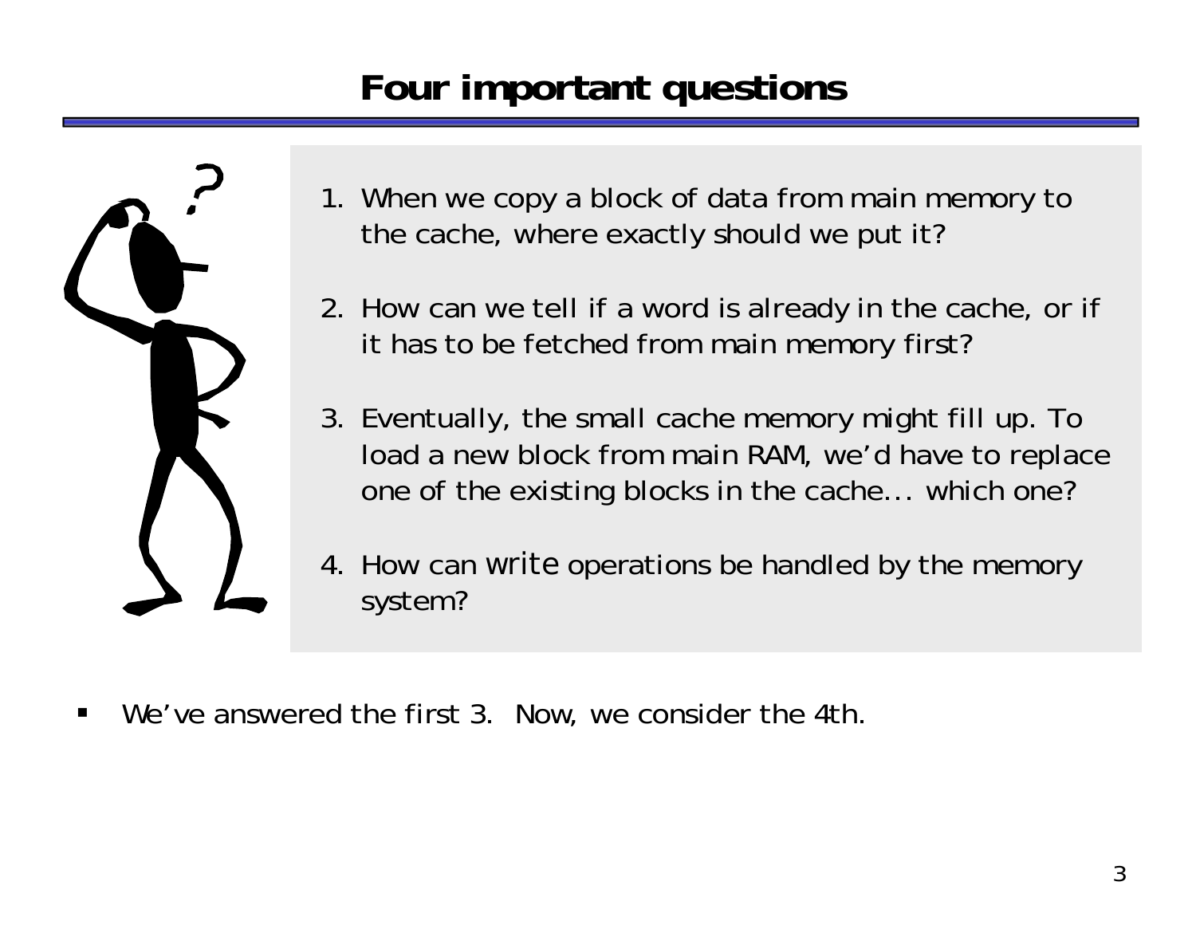# Four important questions

1. When we copy a block of data from main memory to the cache, where exactly should we put it?
2. How can we tell if a word is already in the cache, or if it has to be fetched from main memory first?
3. Eventually, the small cache memory might fill up. To load a new block from main RAM, we'd have to replace one of the existing blocks in the cache... which one?
4. How can *write* operations be handled by the memory system?

- We've answered the first 3. Now, we consider the 4th.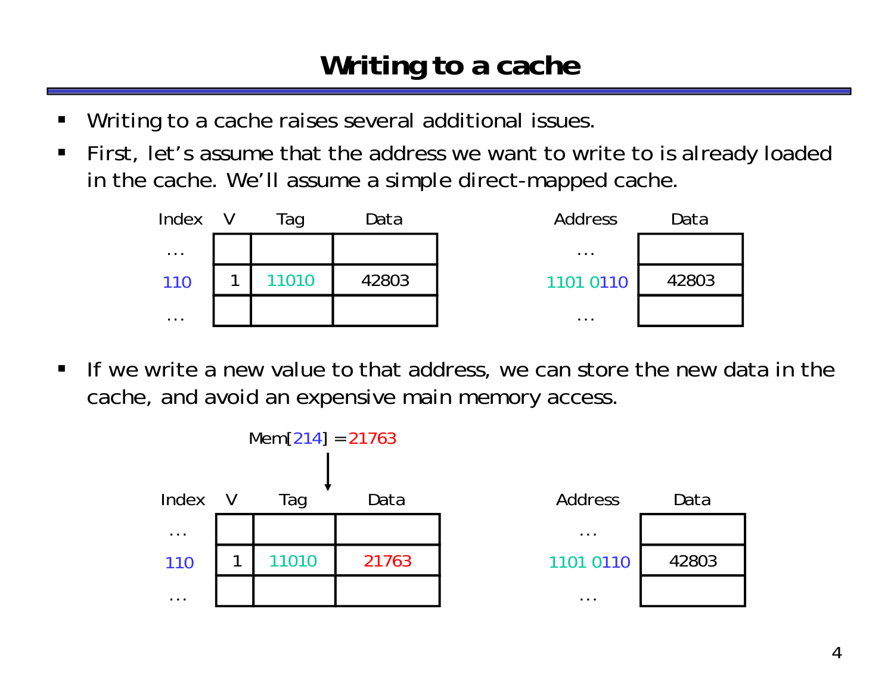# Writing to a cache

- Writing to a cache raises several additional issues.
- First, let's assume that the address we want to write to is already loaded in the cache. We'll assume a simple direct-mapped cache.

| Index | V | Tag | Data |
|---|---|---|---|
| ... | | | |
| 110 | 1 | 11010 | 42803 |
| ... | | | |

| Address | Data |
|---|---|
| ... | |
| 1101 0110 | 42803 |
| ... | |

- If we write a new value to that address, we can store the new data in the cache, and avoid an expensive main memory access.

Mem[214] = 21763

| Index | V | Tag | Data |
|---|---|---|---|
| ... | | | |
| 110 | 1 | 11010 | 21763 |
| ... | | | |

| Address | Data |
|---|---|
| ... | |
| 1101 0110 | 42803 |
| ... | |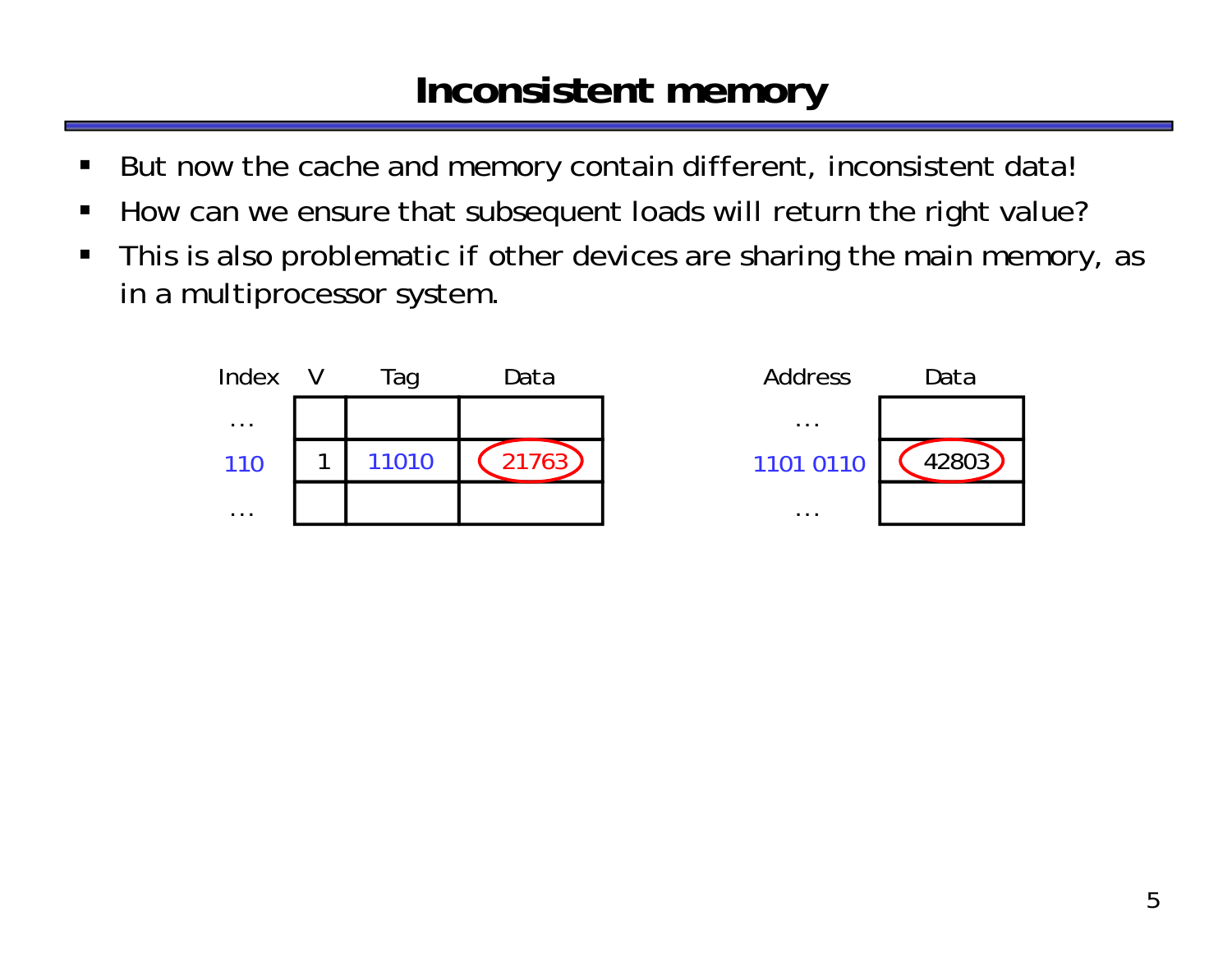# Inconsistent memory

- But now the cache and memory contain different, inconsistent data!
- How can we ensure that subsequent loads will return the right value?
- This is also problematic if other devices are sharing the main memory, as in a multiprocessor system.

| Index | V | Tag | Data |
|---|---|---|---|
| ... | | | |
| 110 | 1 | 11010 | 21763 |
| ... | | | |

| Address | Data |
|---|---|
| ... | |
| 1101 0110 | 42803 |
| ... | |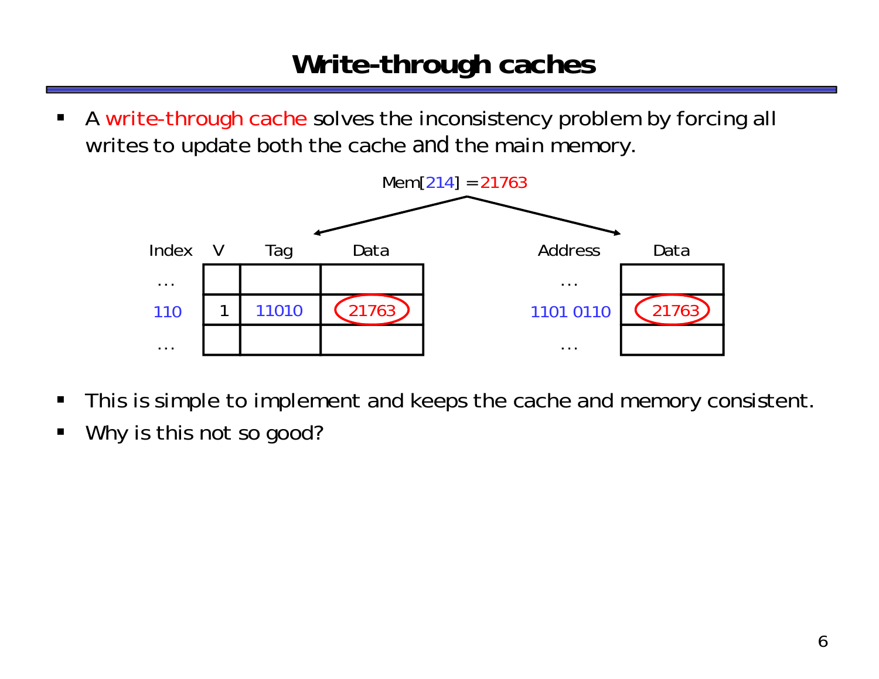# Write-through caches

- A write-through cache solves the inconsistency problem by forcing all writes to update both the cache and the main memory.

Mem[214] = 21763

| Index | V | Tag | Data |
|---|---|---|---|
| ... | | | |
| 110 | 1 | 11010 | 21763 |
| ... | | | |

| Address | Data |
|---|---|
| ... | |
| 1101 0110 | 21763 |
| ... | |

- This is simple to implement and keeps the cache and memory consistent.
- Why is this not so good?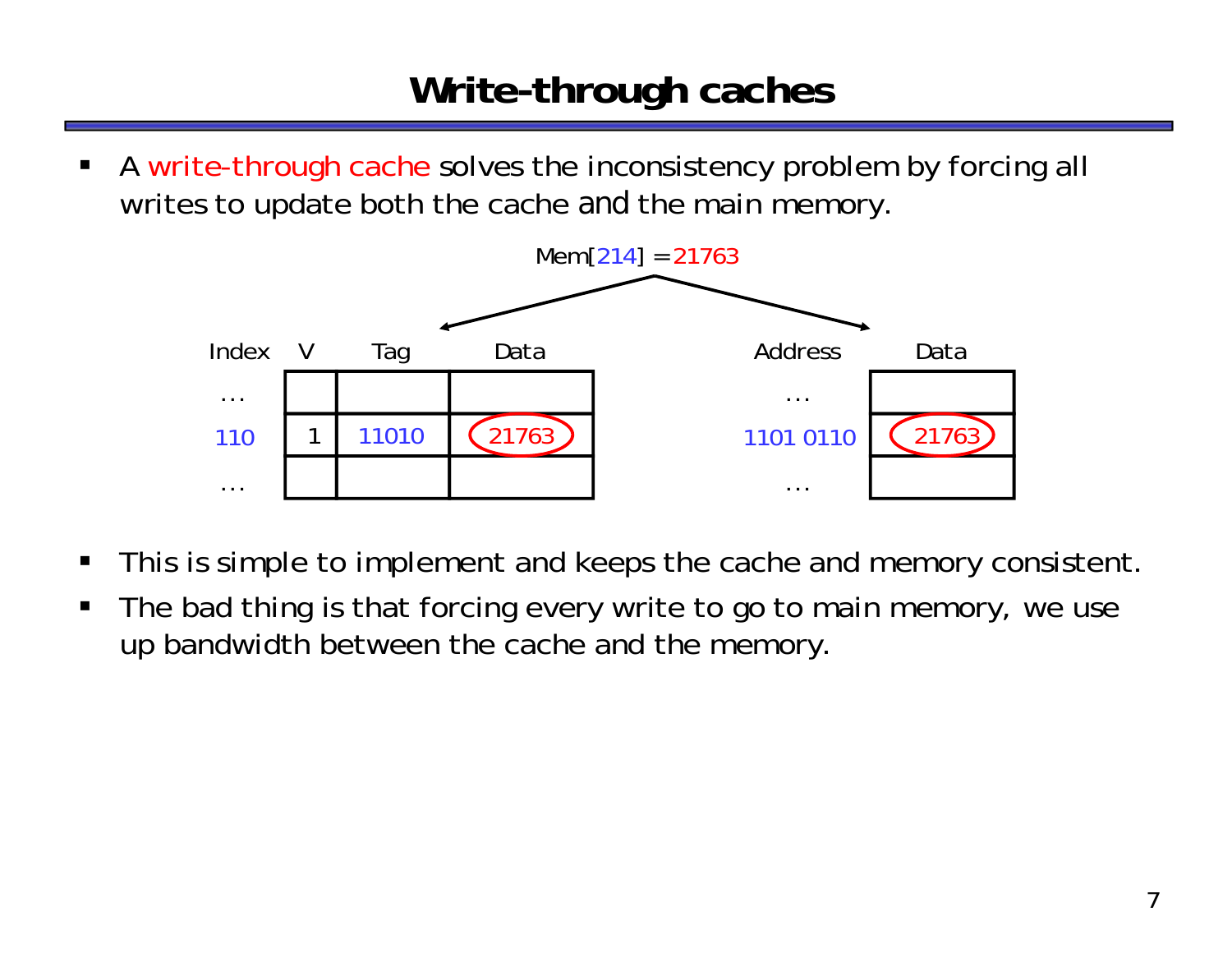# Write-through caches

- A write-through cache solves the inconsistency problem by forcing all writes to update both the cache and the main memory.

Mem[214] = 21763

| Index | V | Tag | Data |
| --- | --- | --- | --- |
| ... | | | |
| 110 | 1 | 11010 | 21763 |
| ... | | | |

| Address | Data |
| --- | --- |
| ... | |
| 1101 0110 | 21763 |
| ... | |

- This is simple to implement and keeps the cache and memory consistent.
- The bad thing is that forcing every write to go to main memory, we use up bandwidth between the cache and the memory.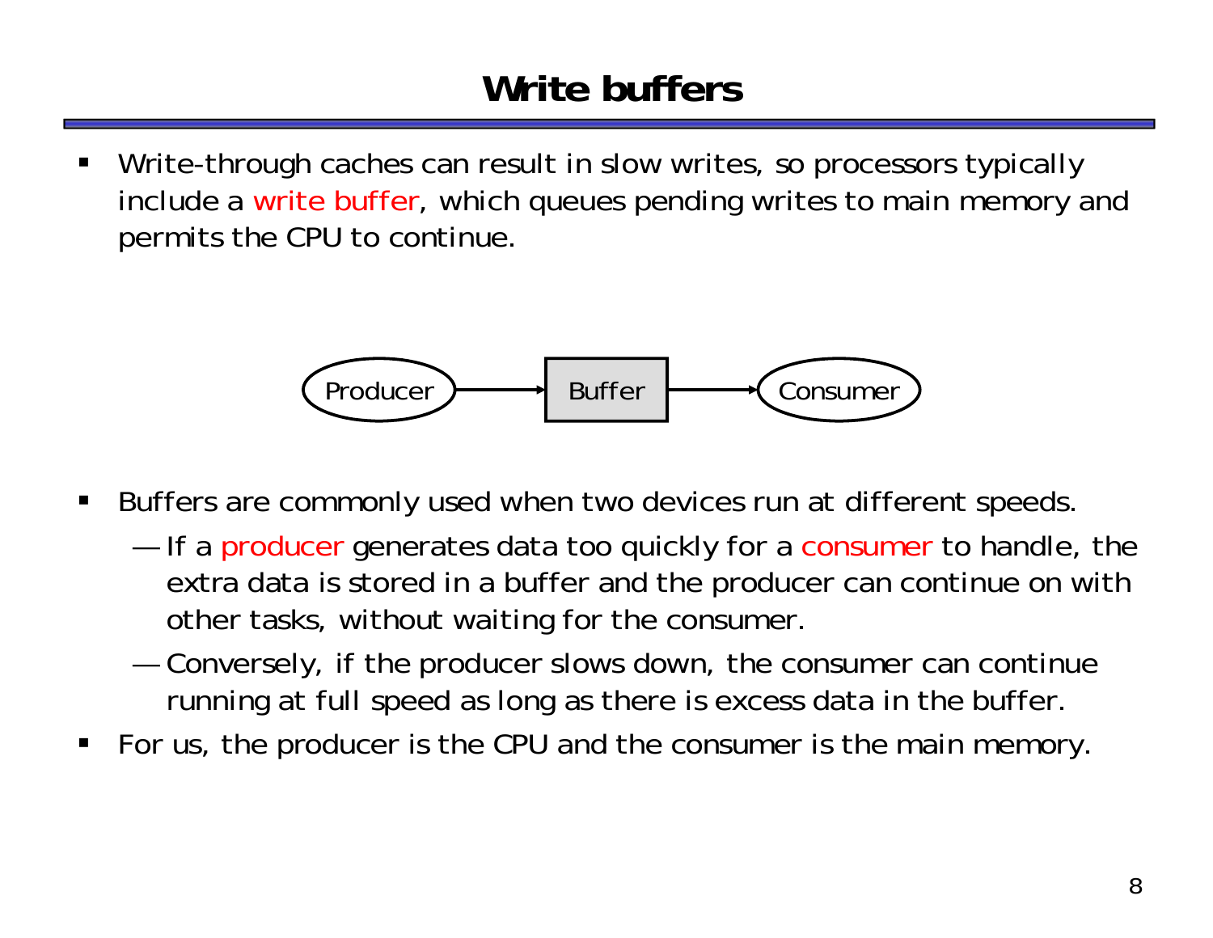# Write buffers

- Write-through caches can result in slow writes, so processors typically include a write buffer, which queues pending writes to main memory and permits the CPU to continue.

Producer → Buffer → Consumer

- Buffers are commonly used when two devices run at different speeds.
  - If a producer generates data too quickly for a consumer to handle, the extra data is stored in a buffer and the producer can continue on with other tasks, without waiting for the consumer.
  - Conversely, if the producer slows down, the consumer can continue running at full speed as long as there is excess data in the buffer.
- For us, the producer is the CPU and the consumer is the main memory.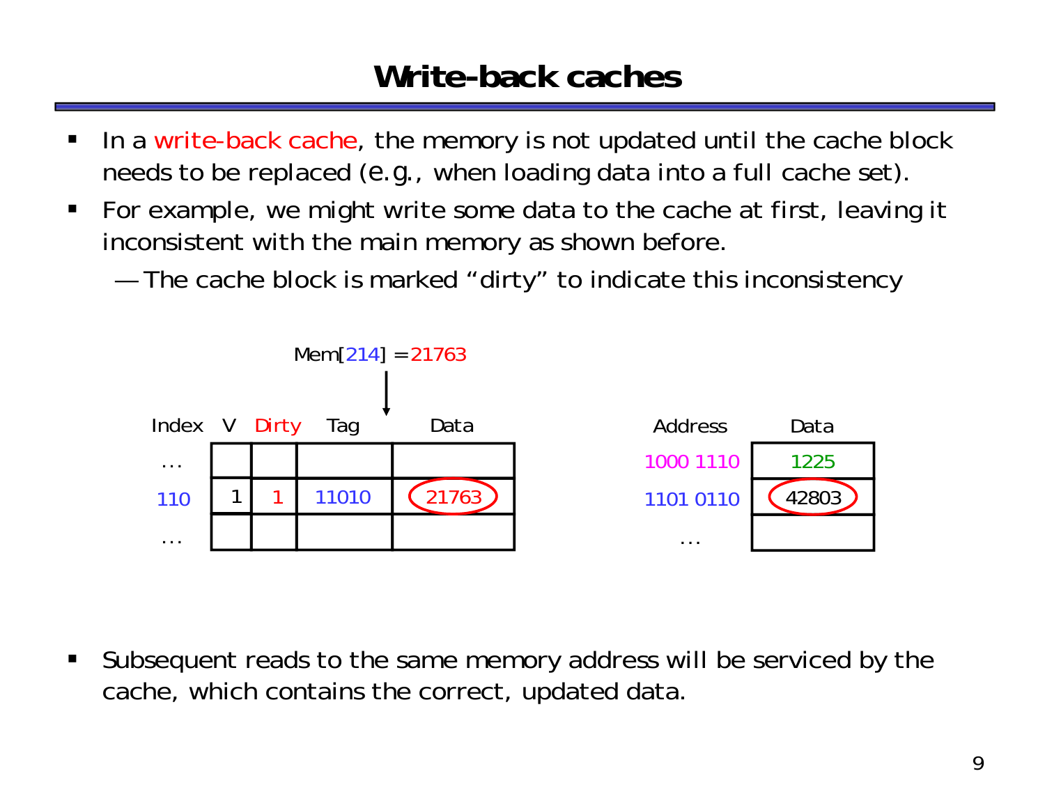# Write-back caches

- In a write-back cache, the memory is not updated until the cache block needs to be replaced (e.g., when loading data into a full cache set).
- For example, we might write some data to the cache at first, leaving it inconsistent with the main memory as shown before.
  - — The cache block is marked "dirty" to indicate this inconsistency

Mem[214] = 21763

| Index | V | Dirty | Tag | Data |
|---|---|---|---|---|
| ... | | | | |
| 110 | 1 | 1 | 11010 | 21763 |
| ... | | | | |

| Address | Data |
|---|---|
| 1000 1110 | 1225 |
| 1101 0110 | 42803 |
| ... | |

- Subsequent reads to the same memory address will be serviced by the cache, which contains the correct, updated data.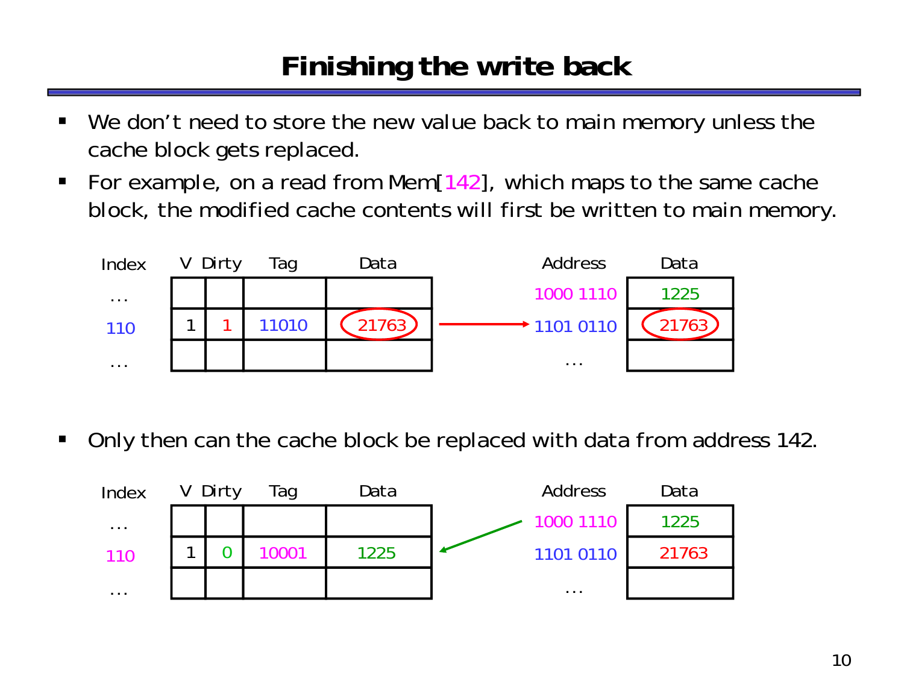# Finishing the write back

- We don't need to store the new value back to main memory unless the cache block gets replaced.
- For example, on a read from Mem[142], which maps to the same cache block, the modified cache contents will first be written to main memory.

| Index | V | Dirty | Tag | Data |
|---|---|---|---|---|
| ... | | | | |
| 110 | 1 | 1 | 11010 | 21763 |
| ... | | | | |

| Address | Data |
|---|---|
| 1000 1110 | 1225 |
| 1101 0110 | 21763 |
| ... | |

- Only then can the cache block be replaced with data from address 142.

| Index | V | Dirty | Tag | Data |
|---|---|---|---|---|
| ... | | | | |
| 110 | 1 | 0 | 10001 | 1225 |
| ... | | | | |

| Address | Data |
|---|---|
| 1000 1110 | 1225 |
| 1101 0110 | 21763 |
| ... | |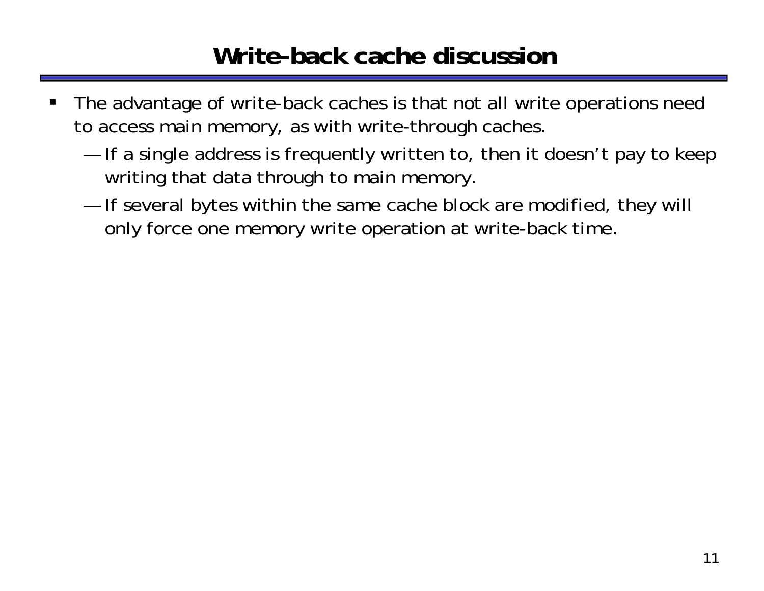# Write-back cache discussion

- The advantage of write-back caches is that not all write operations need to access main memory, as with write-through caches.
  - If a single address is frequently written to, then it doesn't pay to keep writing that data through to main memory.
  - If several bytes within the same cache block are modified, they will only force one memory write operation at write-back time.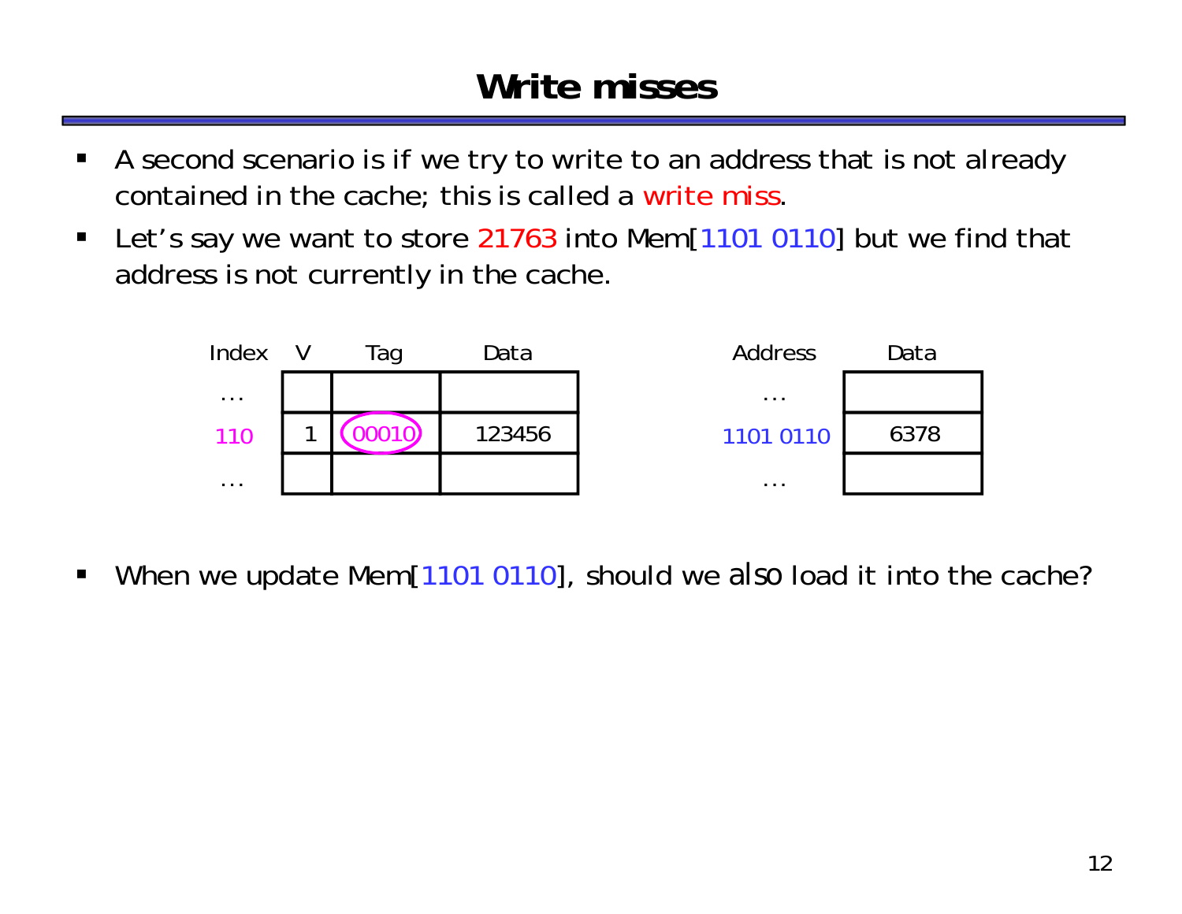# Write misses

- A second scenario is if we try to write to an address that is not already contained in the cache; this is called a write miss.
- Let's say we want to store 21763 into Mem[1101 0110] but we find that address is not currently in the cache.

| Index | V | Tag | Data |
|---|---|---|---|
| ... | | | |
| 110 | 1 | 00010 | 123456 |
| ... | | | |

| Address | Data |
|---|---|
| ... | |
| 1101 0110 | 6378 |
| ... | |

- When we update Mem[1101 0110], should we also load it into the cache?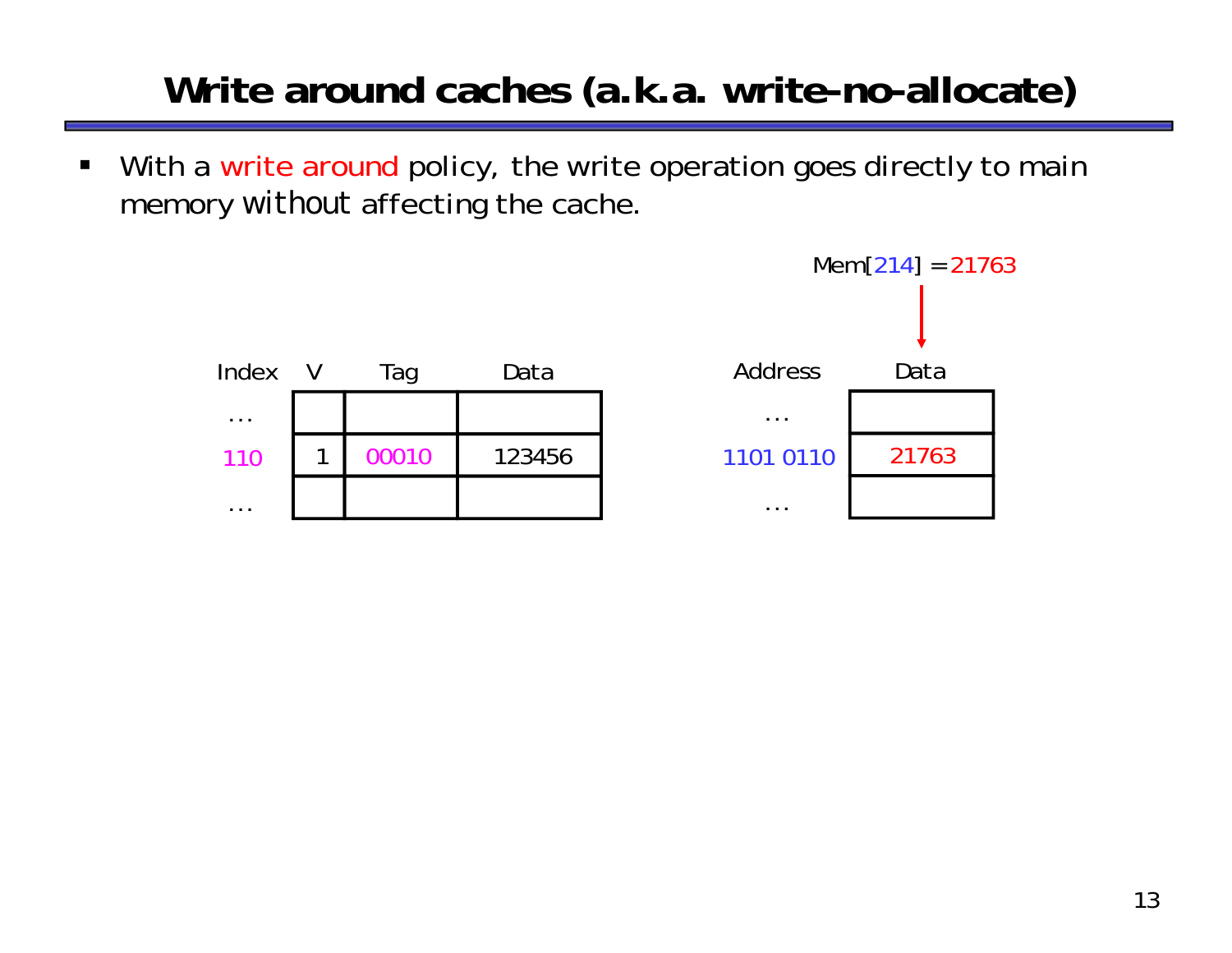# Write around caches (a.k.a. write-no-allocate)

- With a write around policy, the write operation goes directly to main memory *without* affecting the cache.

Mem[214] = 21763

| Index | V | Tag | Data |
|---|---|---|---|
| ... | | | |
| 110 | 1 | 00010 | 123456 |
| ... | | | |

| Address | Data |
|---|---|
| ... | |
| 1101 0110 | 21763 |
| ... | |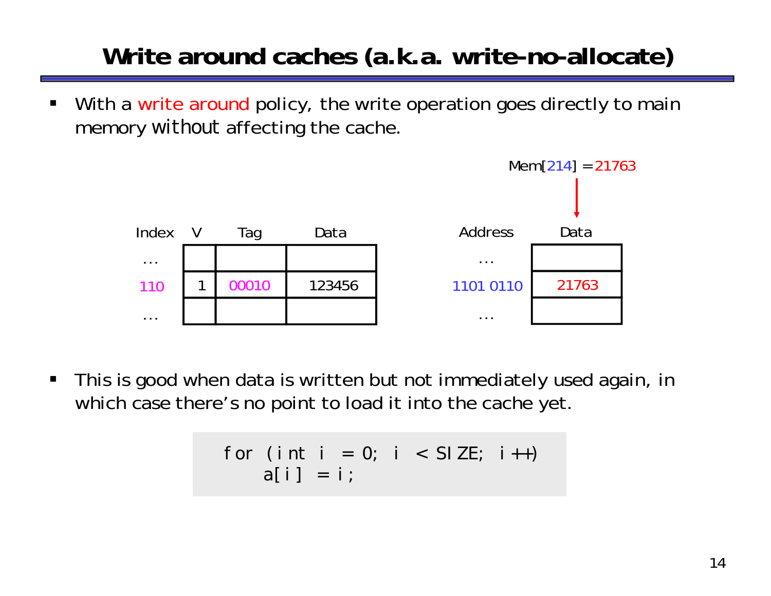# Write around caches (a.k.a. write-no-allocate)

- With a write around policy, the write operation goes directly to main memory *without* affecting the cache.

Mem[214] = 21763

| Index | V | Tag | Data |
|---|---|---|---|
| ... | | | |
| 110 | 1 | 00010 | 123456 |
| ... | | | |

| Address | Data |
|---|---|
| ... | |
| 1101 0110 | 21763 |
| ... | |

- This is good when data is written but not immediately used again, in which case there's no point to load it into the cache yet.

```
for (int i = 0; i < SIZE; i++)
    a[i] = i;
```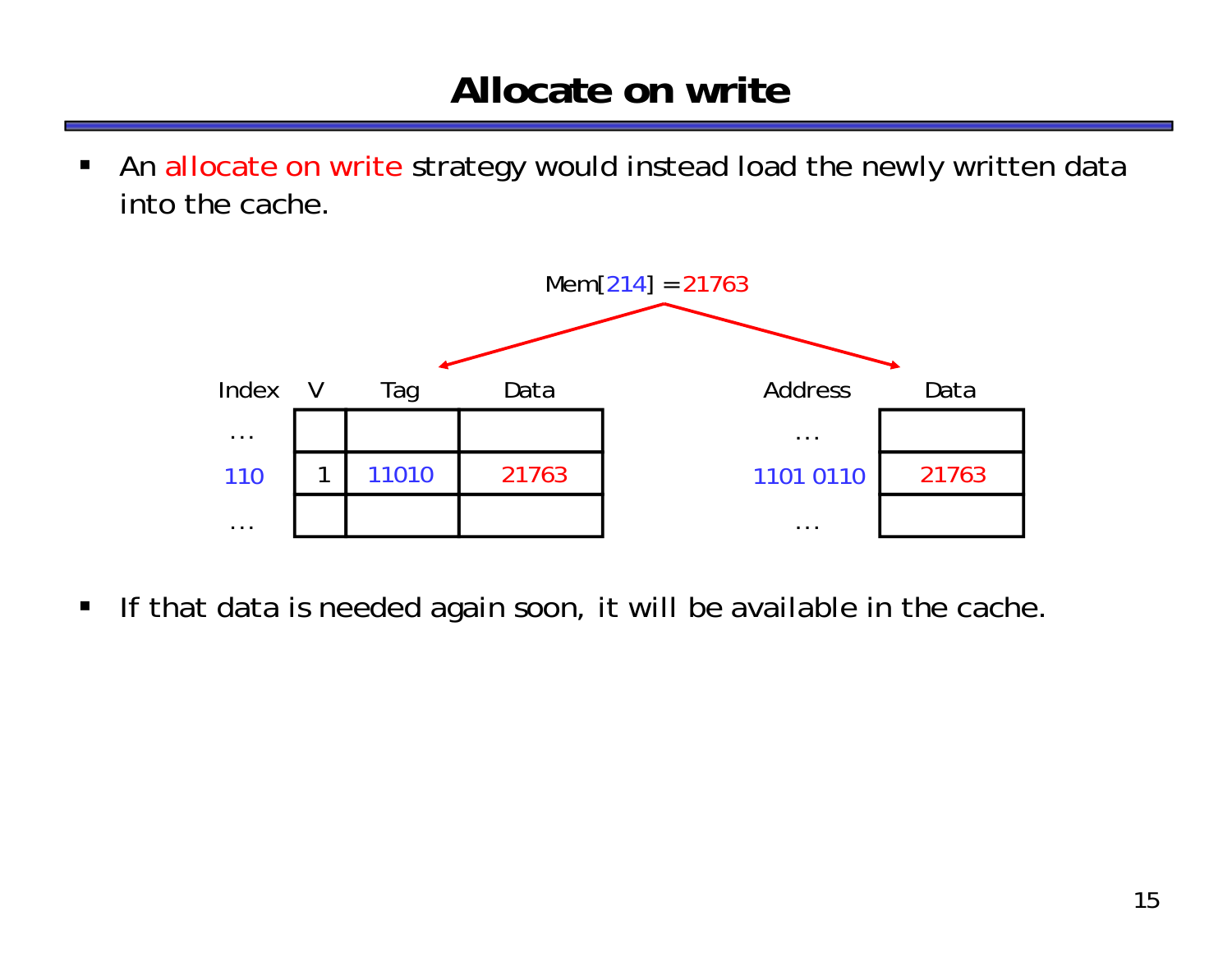# Allocate on write

- An allocate on write strategy would instead load the newly written data into the cache.

Mem[214] = 21763

| Index | V | Tag | Data |
|---|---|---|---|
| ... | | | |
| 110 | 1 | 11010 | 21763 |
| ... | | | |

| Address | Data |
|---|---|
| ... | |
| 1101 0110 | 21763 |
| ... | |

- If that data is needed again soon, it will be available in the cache.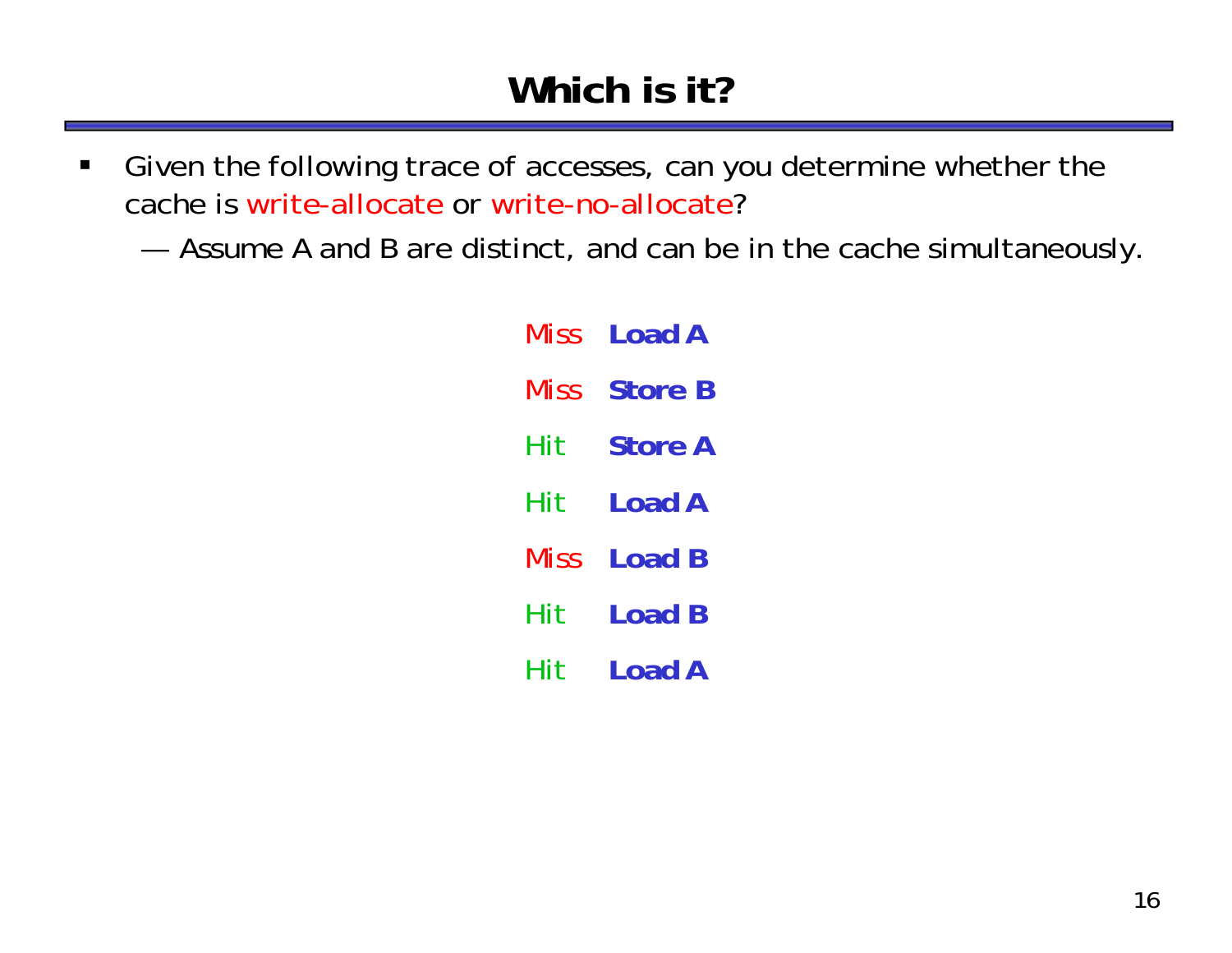# Which is it?

- Given the following trace of accesses, can you determine whether the cache is write-allocate or write-no-allocate?
  - Assume A and B are distinct, and can be in the cache simultaneously.

| | |
|---|---|
| Miss | **Load A** |
| Miss | **Store B** |
| Hit | **Store A** |
| Hit | **Load A** |
| Miss | **Load B** |
| Hit | **Load B** |
| Hit | **Load A** |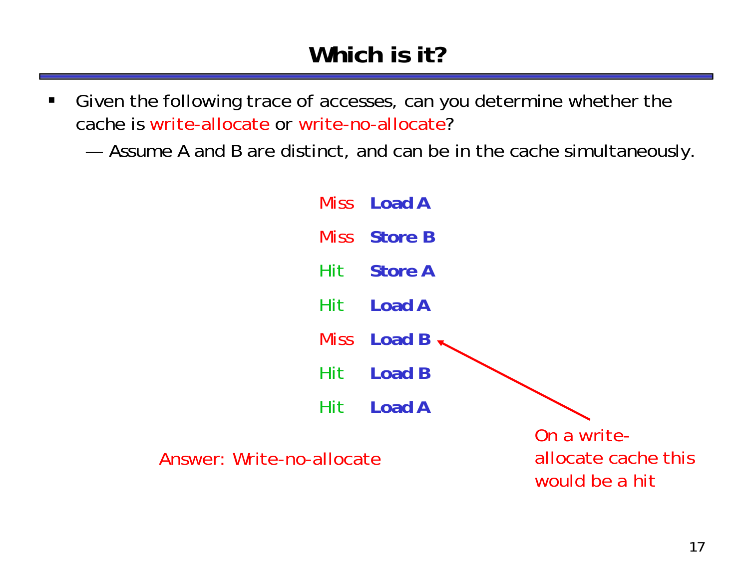# Which is it?

- Given the following trace of accesses, can you determine whether the cache is write-allocate or write-no-allocate?
  - Assume A and B are distinct, and can be in the cache simultaneously.

| | |
|---|---|
| Miss | **Load A** |
| Miss | **Store B** |
| Hit | **Store A** |
| Hit | **Load A** |
| Miss | **Load B** |
| Hit | **Load B** |
| Hit | **Load A** |

On a write-allocate cache this would be a hit

Answer: Write-no-allocate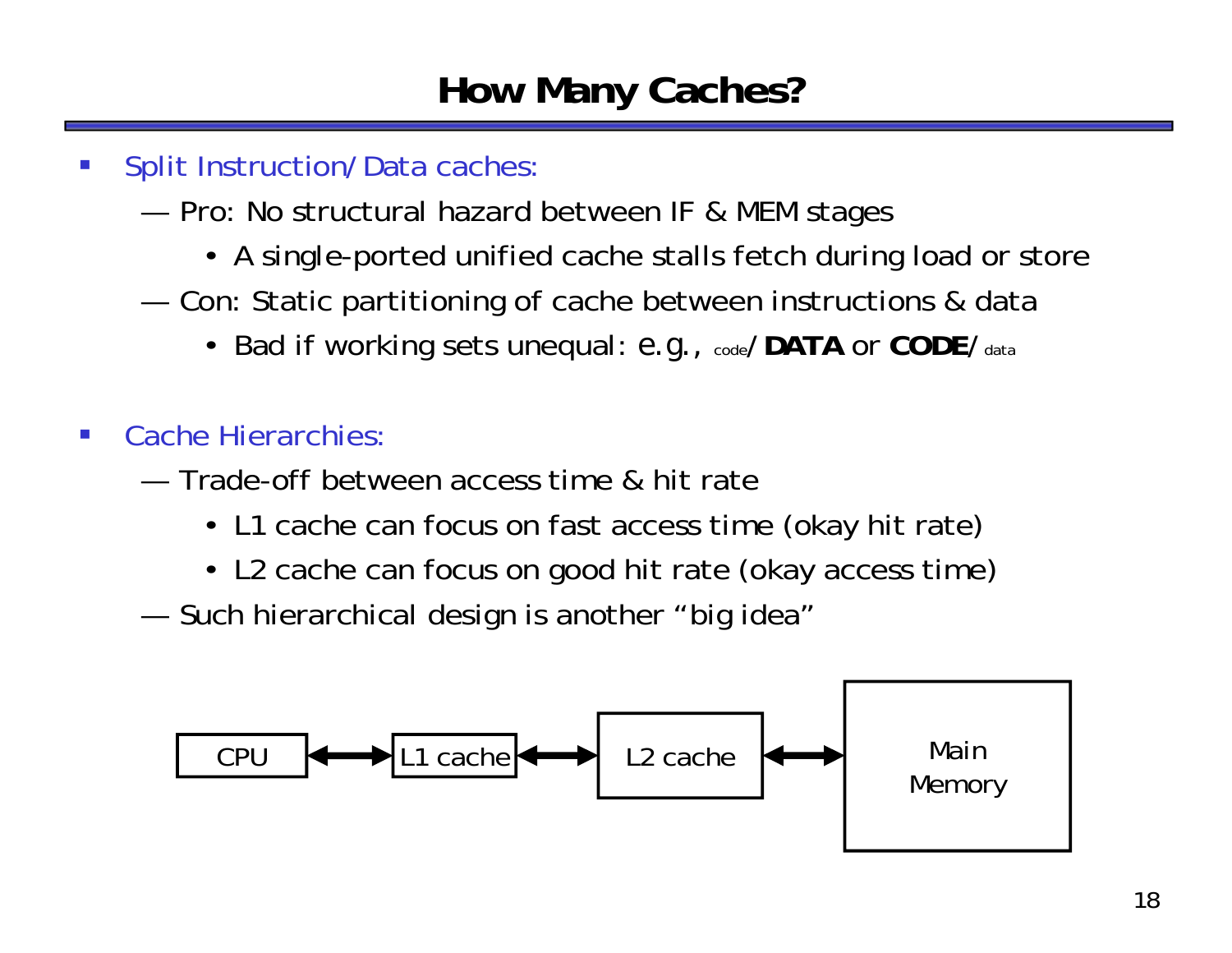# How Many Caches?

- Split Instruction/Data caches:
  - Pro: No structural hazard between IF & MEM stages
    - A single-ported unified cache stalls fetch during load or store
  - Con: Static partitioning of cache between instructions & data
    - Bad if working sets unequal: e.g., code/**DATA** or **CODE**/data

- Cache Hierarchies:
  - Trade-off between access time & hit rate
    - L1 cache can focus on fast access time (okay hit rate)
    - L2 cache can focus on good hit rate (okay access time)
  - Such hierarchical design is another "big idea"

CPU ⟷ L1 cache ⟷ L2 cache ⟷ Main Memory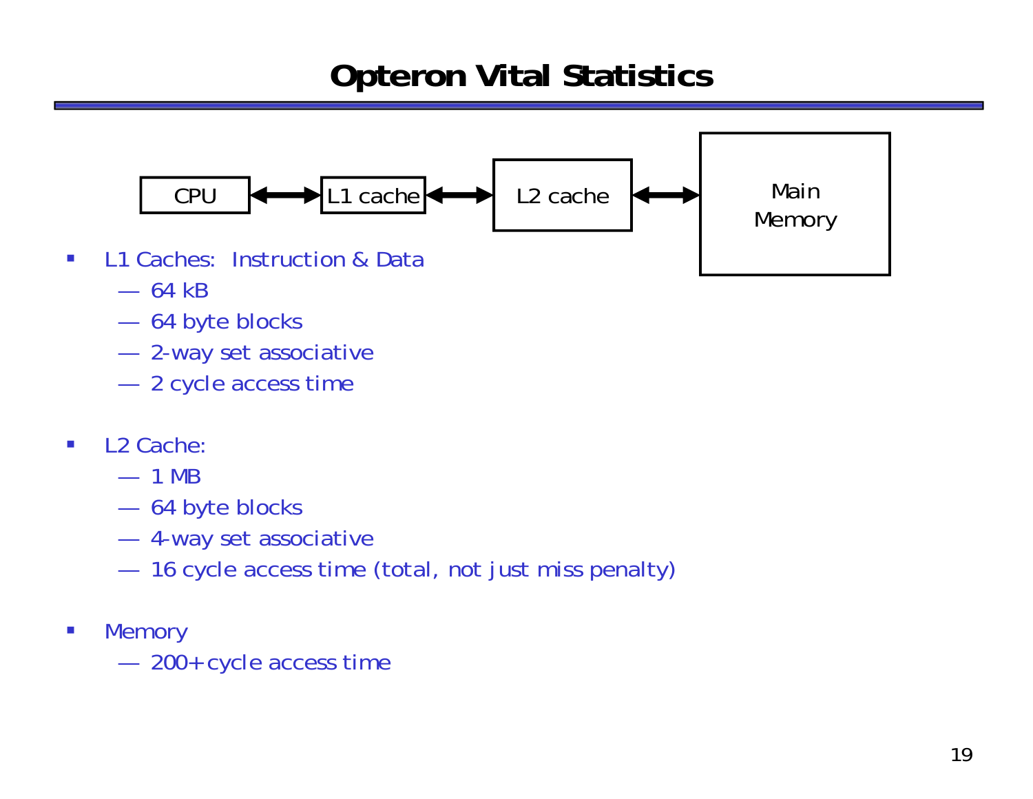# Opteron Vital Statistics

CPU ↔ L1 cache ↔ L2 cache ↔ Main Memory

- L1 Caches: Instruction & Data
  - 64 kB
  - 64 byte blocks
  - 2-way set associative
  - 2 cycle access time
- L2 Cache:
  - 1 MB
  - 64 byte blocks
  - 4-way set associative
  - 16 cycle access time (total, not just miss penalty)
- Memory
  - 200+ cycle access time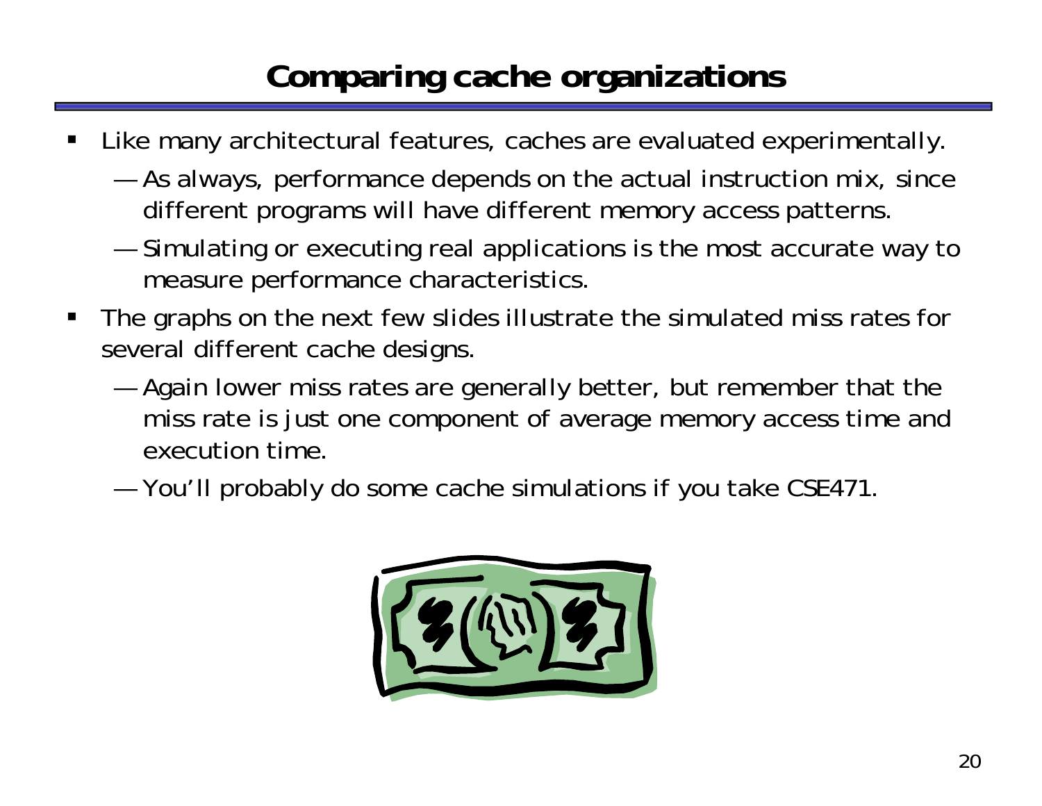# Comparing cache organizations

- Like many architectural features, caches are evaluated experimentally.
  - As always, performance depends on the actual instruction mix, since different programs will have different memory access patterns.
  - Simulating or executing real applications is the most accurate way to measure performance characteristics.
- The graphs on the next few slides illustrate the simulated miss rates for several different cache designs.
  - Again lower miss rates are generally better, but remember that the miss rate is just one component of average memory access time and execution time.
  - You'll probably do some cache simulations if you take CSE471.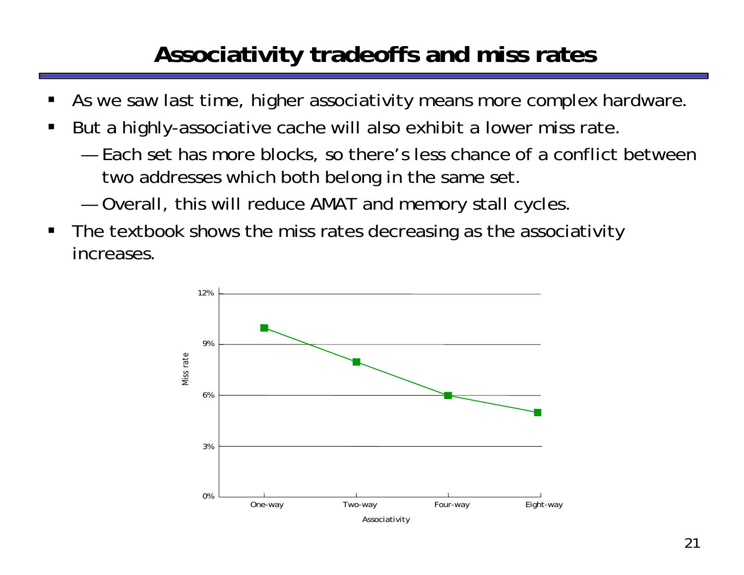# Associativity tradeoffs and miss rates

- As we saw last time, higher associativity means more complex hardware.
- But a highly-associative cache will also exhibit a lower miss rate.
  - Each set has more blocks, so there's less chance of a conflict between two addresses which both belong in the same set.
  - Overall, this will reduce AMAT and memory stall cycles.
- The textbook shows the miss rates decreasing as the associativity increases.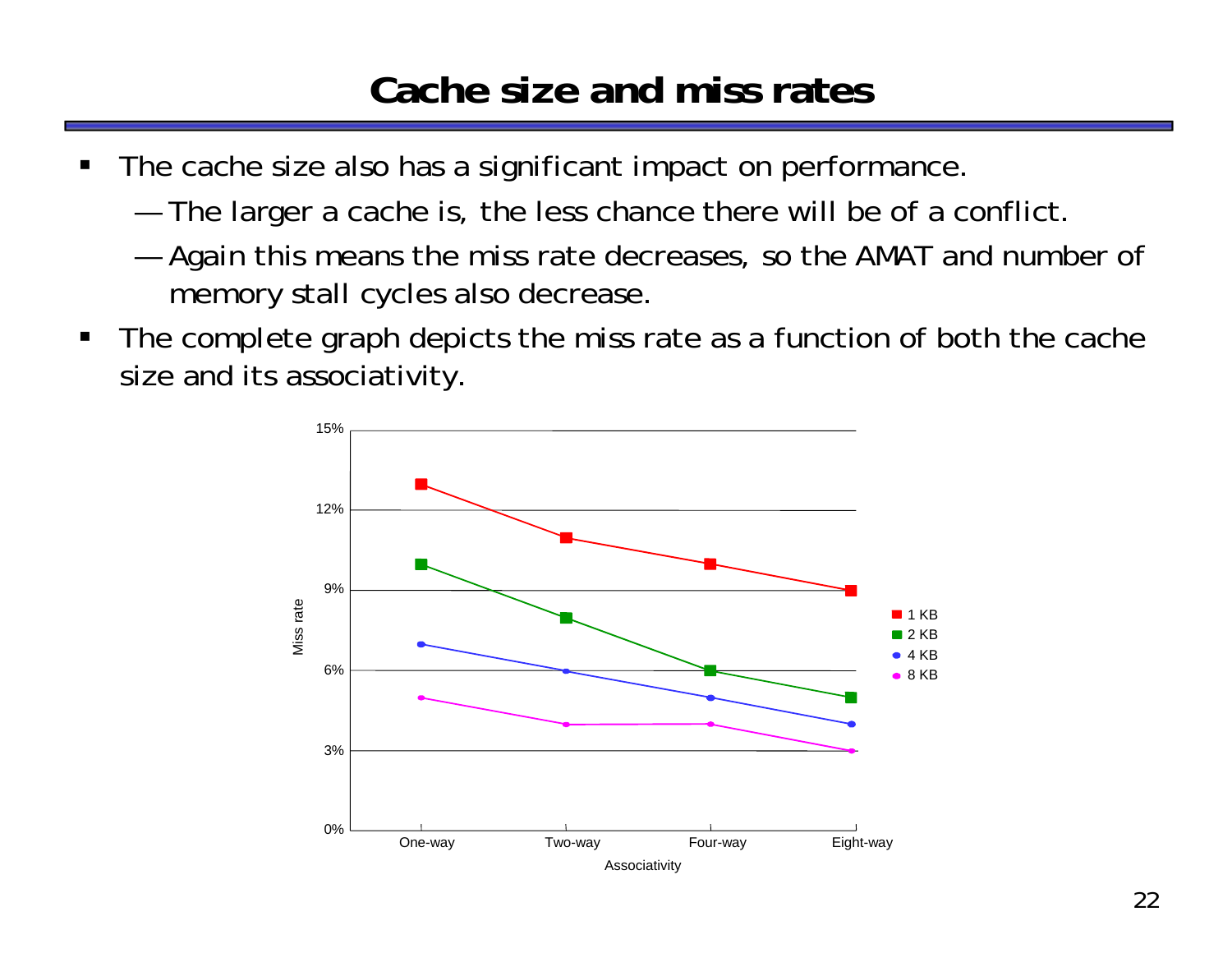# Cache size and miss rates

- The cache size also has a significant impact on performance.
  - The larger a cache is, the less chance there will be of a conflict.
  - Again this means the miss rate decreases, so the AMAT and number of memory stall cycles also decrease.
- The complete graph depicts the miss rate as a function of both the cache size and its associativity.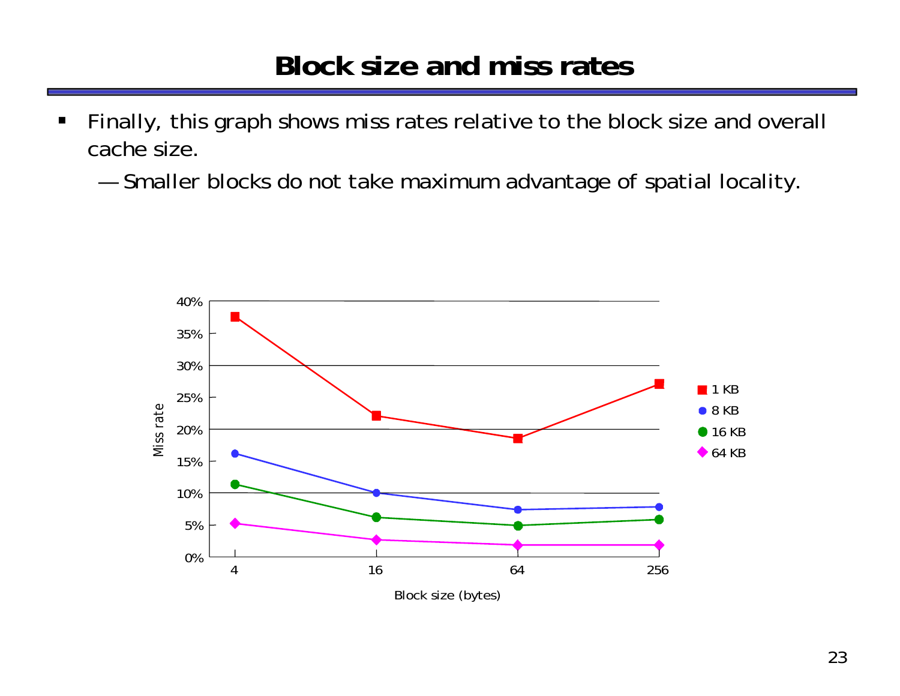# Block size and miss rates

- Finally, this graph shows miss rates relative to the block size and overall cache size.
  - Smaller blocks do not take maximum advantage of spatial locality.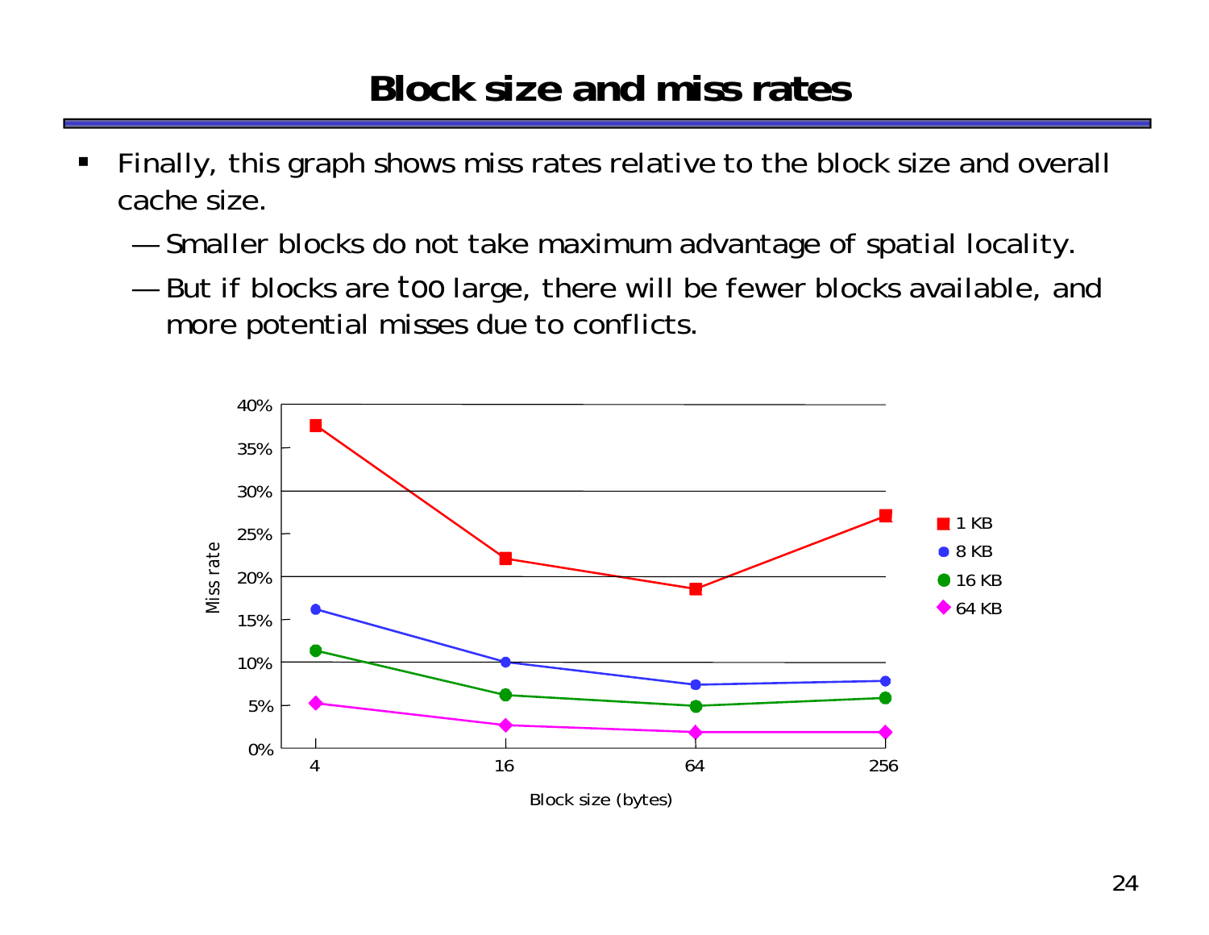# Block size and miss rates

- Finally, this graph shows miss rates relative to the block size and overall cache size.
  - Smaller blocks do not take maximum advantage of spatial locality.
  - But if blocks are too large, there will be fewer blocks available, and more potential misses due to conflicts.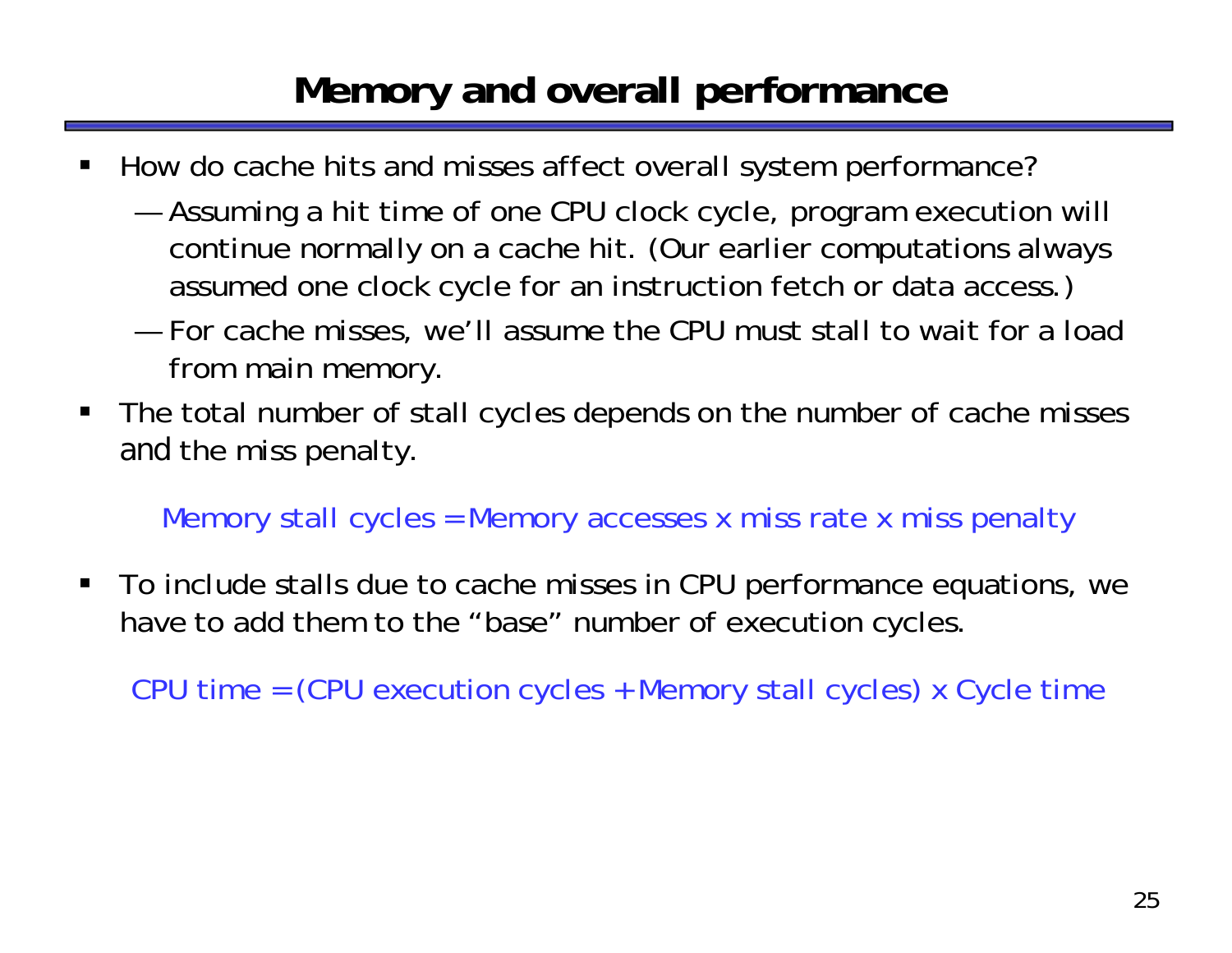# Memory and overall performance

- How do cache hits and misses affect overall system performance?
  - Assuming a hit time of one CPU clock cycle, program execution will continue normally on a cache hit. (Our earlier computations always assumed one clock cycle for an instruction fetch or data access.)
  - For cache misses, we'll assume the CPU must stall to wait for a load from main memory.
- The total number of stall cycles depends on the number of cache misses and the miss penalty.

$$\text{Memory stall cycles} = \text{Memory accesses} \times \text{miss rate} \times \text{miss penalty}$$

- To include stalls due to cache misses in CPU performance equations, we have to add them to the "base" number of execution cycles.

$$\text{CPU time} = (\text{CPU execution cycles} + \text{Memory stall cycles}) \times \text{Cycle time}$$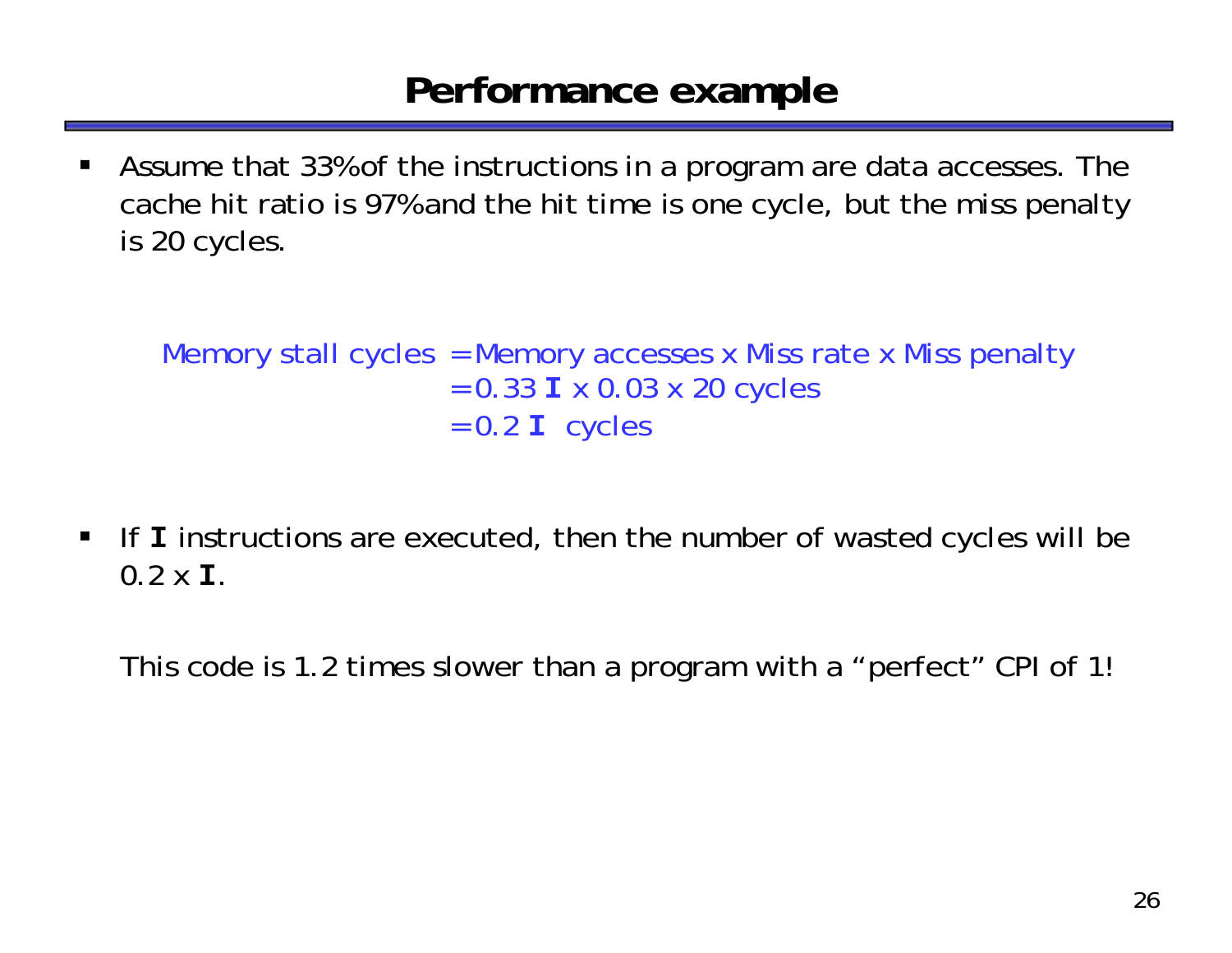# Performance example

- Assume that 33% of the instructions in a program are data accesses. The cache hit ratio is 97% and the hit time is one cycle, but the miss penalty is 20 cycles.

$$
\begin{aligned}
\text{Memory stall cycles} &= \text{Memory accesses} \times \text{Miss rate} \times \text{Miss penalty} \\
&= 0.33\,\mathbf{I} \times 0.03 \times 20 \text{ cycles} \\
&= 0.2\,\mathbf{I} \text{ cycles}
\end{aligned}
$$

- If **I** instructions are executed, then the number of wasted cycles will be 0.2 x **I**.

  This code is 1.2 times slower than a program with a "perfect" CPI of 1!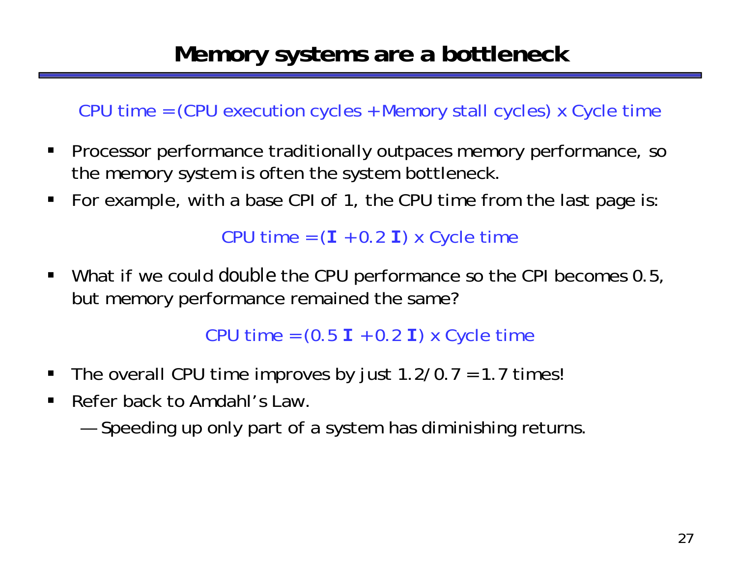# Memory systems are a bottleneck

CPU time = (CPU execution cycles + Memory stall cycles) x Cycle time

- Processor performance traditionally outpaces memory performance, so the memory system is often the system bottleneck.
- For example, with a base CPI of 1, the CPU time from the last page is:

$$\text{CPU time} = (\mathbf{I} + 0.2\ \mathbf{I}) \times \text{Cycle time}$$

- What if we could double the CPU performance so the CPI becomes 0.5, but memory performance remained the same?

$$\text{CPU time} = (0.5\ \mathbf{I} + 0.2\ \mathbf{I}) \times \text{Cycle time}$$

- The overall CPU time improves by just 1.2/0.7 = 1.7 times!
- Refer back to Amdahl's Law.
  - Speeding up only part of a system has diminishing returns.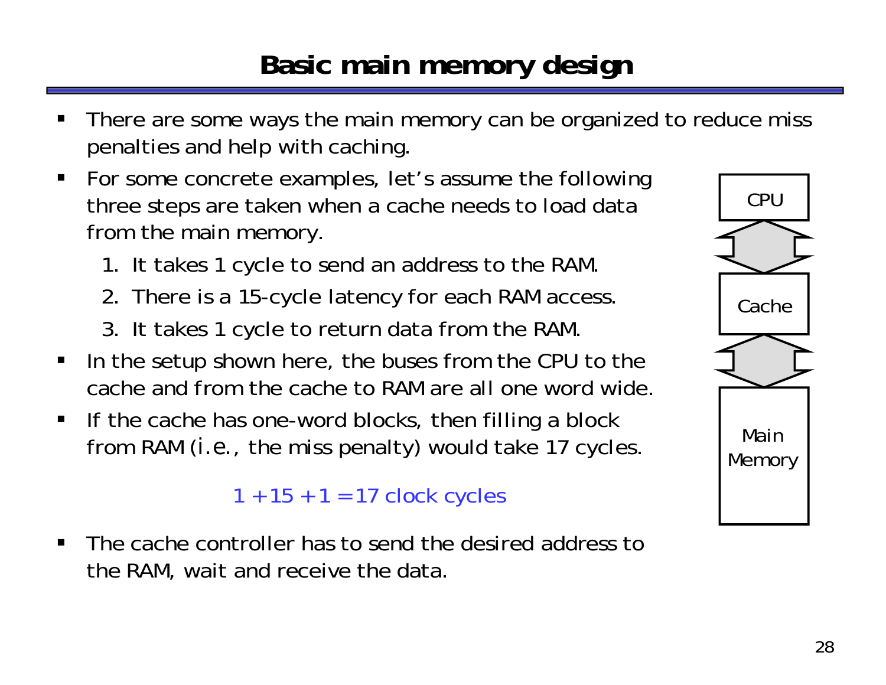# Basic main memory design

- There are some ways the main memory can be organized to reduce miss penalties and help with caching.
- For some concrete examples, let's assume the following three steps are taken when a cache needs to load data from the main memory.
  1. It takes 1 cycle to send an address to the RAM.
  2. There is a 15-cycle latency for each RAM access.
  3. It takes 1 cycle to return data from the RAM.
- In the setup shown here, the buses from the CPU to the cache and from the cache to RAM are all one word wide.
- If the cache has one-word blocks, then filling a block from RAM (*i.e.*, the miss penalty) would take 17 cycles.

$$1 + 15 + 1 = 17 \text{ clock cycles}$$

- The cache controller has to send the desired address to the RAM, wait and receive the data.

CPU

Cache

Main Memory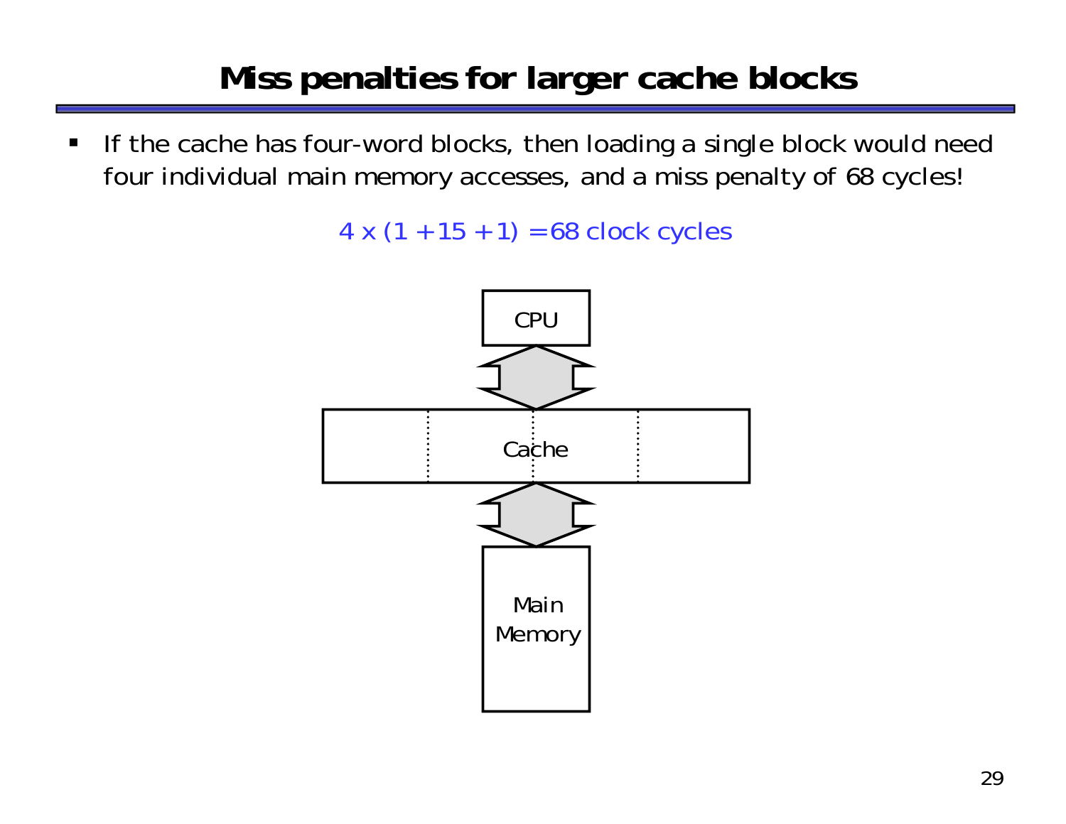# Miss penalties for larger cache blocks

- If the cache has four-word blocks, then loading a single block would need four individual main memory accesses, and a miss penalty of 68 cycles!

$$4 \times (1 + 15 + 1) = 68 \text{ clock cycles}$$

CPU

Cache

Main Memory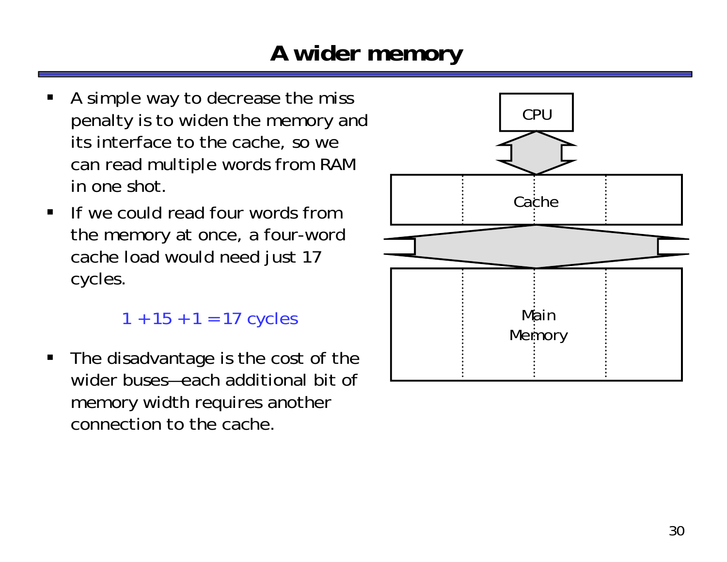# A wider memory

- A simple way to decrease the miss penalty is to widen the memory and its interface to the cache, so we can read multiple words from RAM in one shot.
- If we could read four words from the memory at once, a four-word cache load would need just 17 cycles.

$$1 + 15 + 1 = 17 \text{ cycles}$$

- The disadvantage is the cost of the wider buses—each additional bit of memory width requires another connection to the cache.

CPU

Cache

Main Memory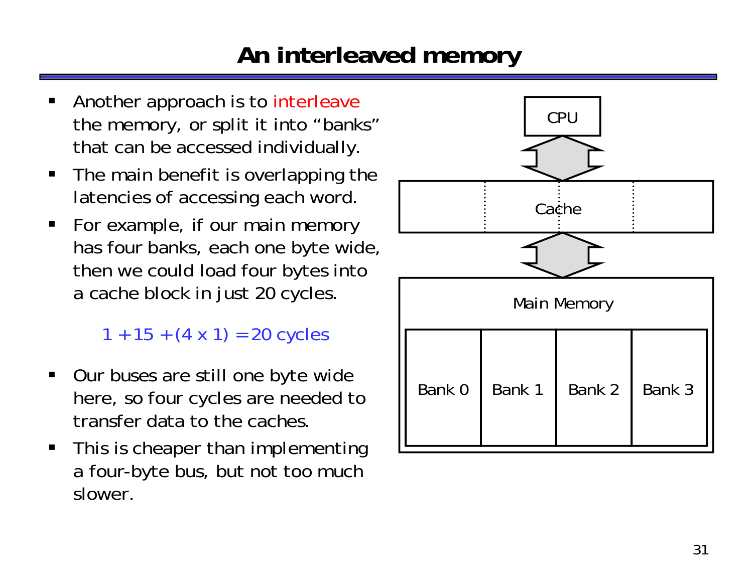# An interleaved memory

- Another approach is to interleave the memory, or split it into "banks" that can be accessed individually.
- The main benefit is overlapping the latencies of accessing each word.
- For example, if our main memory has four banks, each one byte wide, then we could load four bytes into a cache block in just 20 cycles.

  $1 + 15 + (4 \times 1) = 20$ cycles

- Our buses are still one byte wide here, so four cycles are needed to transfer data to the caches.
- This is cheaper than implementing a four-byte bus, but not too much slower.

CPU

Cache

Main Memory

Bank 0 | Bank 1 | Bank 2 | Bank 3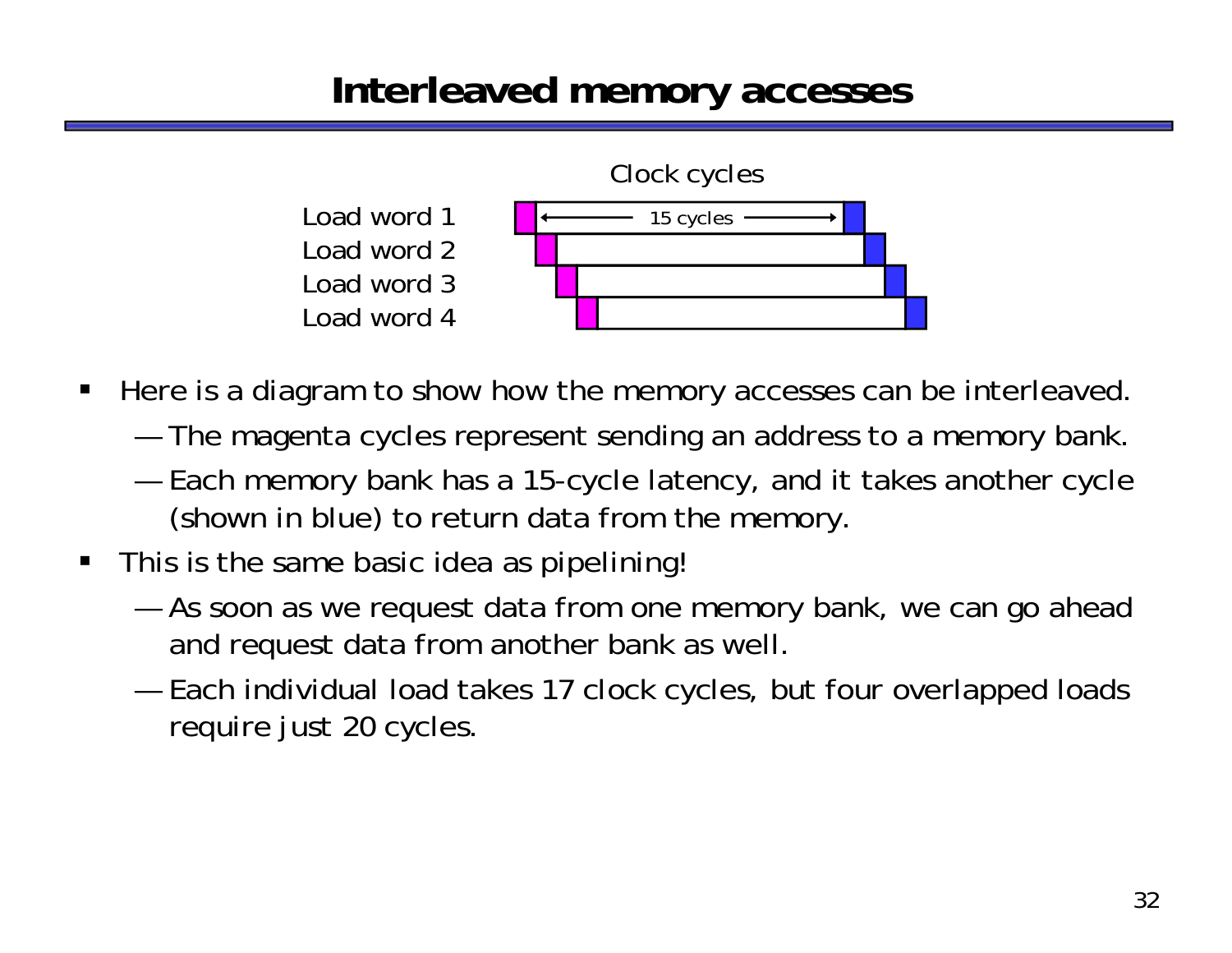# Interleaved memory accesses

Clock cycles

Load word 1 — 15 cycles
Load word 2
Load word 3
Load word 4

- Here is a diagram to show how the memory accesses can be interleaved.
  - The magenta cycles represent sending an address to a memory bank.
  - Each memory bank has a 15-cycle latency, and it takes another cycle (shown in blue) to return data from the memory.
- This is the same basic idea as pipelining!
  - As soon as we request data from one memory bank, we can go ahead and request data from another bank as well.
  - Each individual load takes 17 clock cycles, but four overlapped loads require just 20 cycles.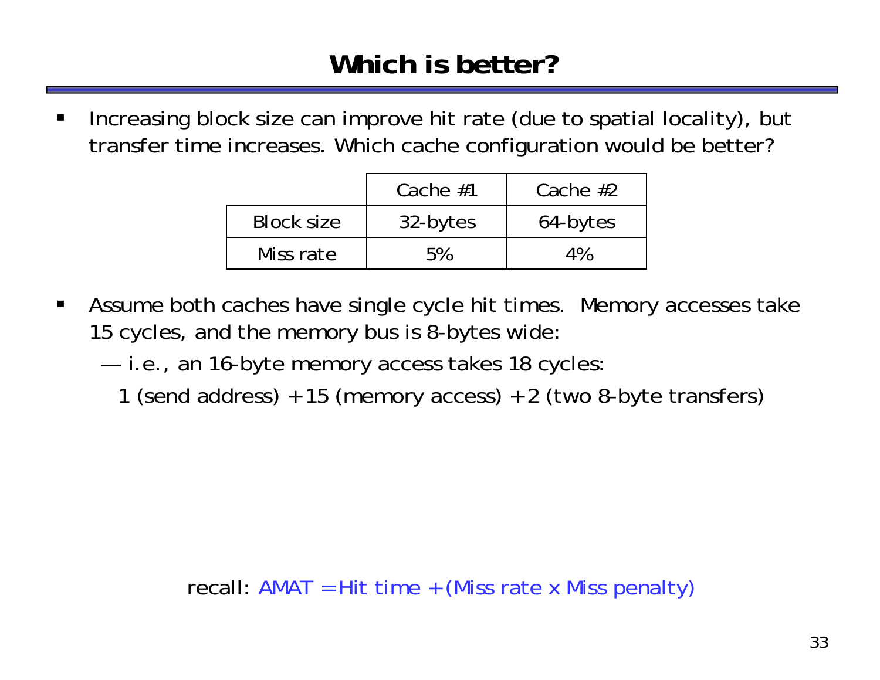# Which is better?

- Increasing block size can improve hit rate (due to spatial locality), but transfer time increases. Which cache configuration would be better?

| | Cache #1 | Cache #2 |
|---|---|---|
| Block size | 32-bytes | 64-bytes |
| Miss rate | 5% | 4% |

- Assume both caches have single cycle hit times. Memory accesses take 15 cycles, and the memory bus is 8-bytes wide:
  - — i.e., an 16-byte memory access takes 18 cycles:

    1 (send address) + 15 (memory access) + 2 (two 8-byte transfers)

recall: AMAT = Hit time + (Miss rate x Miss penalty)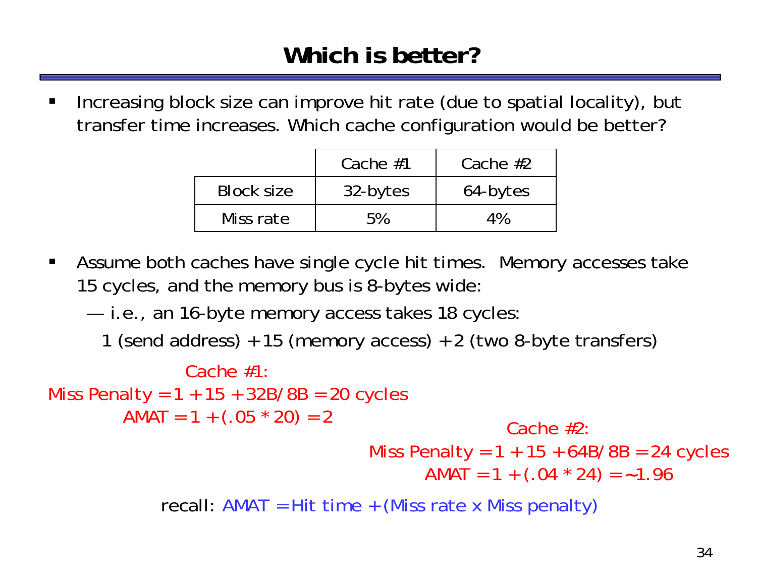# Which is better?

- Increasing block size can improve hit rate (due to spatial locality), but transfer time increases. Which cache configuration would be better?

| | Cache #1 | Cache #2 |
|---|---|---|
| Block size | 32-bytes | 64-bytes |
| Miss rate | 5% | 4% |

- Assume both caches have single cycle hit times. Memory accesses take 15 cycles, and the memory bus is 8-bytes wide:
  - — i.e., an 16-byte memory access takes 18 cycles:

    1 (send address) + 15 (memory access) + 2 (two 8-byte transfers)

Cache #1:

Miss Penalty = 1 + 15 + 32B/8B = 20 cycles

AMAT = 1 + (.05 * 20) = 2

Cache #2:

Miss Penalty = 1 + 15 + 64B/8B = 24 cycles

AMAT = 1 + (.04 * 24) = ~1.96

recall: AMAT = Hit time + (Miss rate x Miss penalty)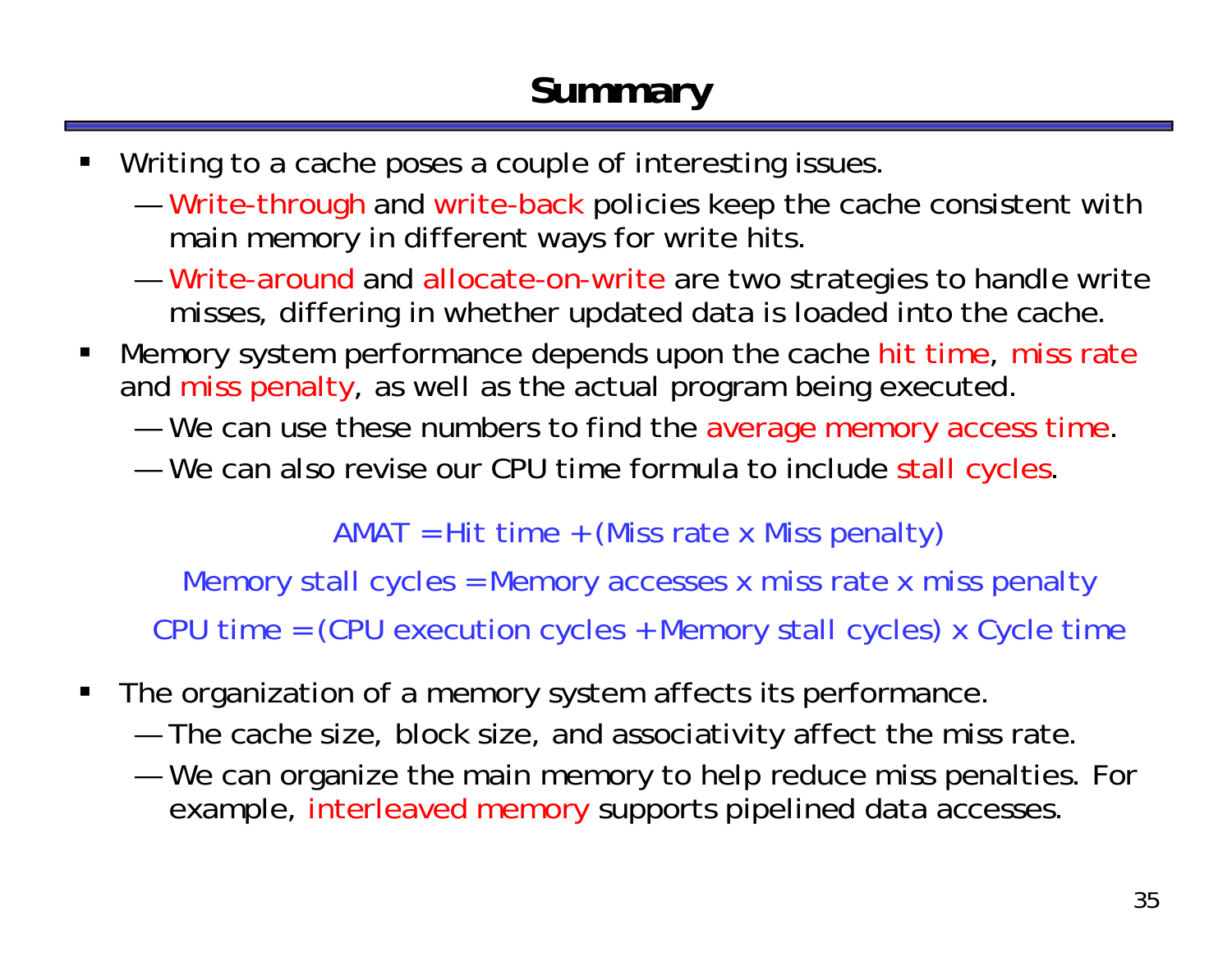# Summary

- Writing to a cache poses a couple of interesting issues.
  - Write-through and write-back policies keep the cache consistent with main memory in different ways for write hits.
  - Write-around and allocate-on-write are two strategies to handle write misses, differing in whether updated data is loaded into the cache.
- Memory system performance depends upon the cache hit time, miss rate and miss penalty, as well as the actual program being executed.
  - We can use these numbers to find the average memory access time.
  - We can also revise our CPU time formula to include stall cycles.

$$\text{AMAT} = \text{Hit time} + (\text{Miss rate} \times \text{Miss penalty})$$

$$\text{Memory stall cycles} = \text{Memory accesses} \times \text{miss rate} \times \text{miss penalty}$$

$$\text{CPU time} = (\text{CPU execution cycles} + \text{Memory stall cycles}) \times \text{Cycle time}$$

- The organization of a memory system affects its performance.
  - The cache size, block size, and associativity affect the miss rate.
  - We can organize the main memory to help reduce miss penalties. For example, interleaved memory supports pipelined data accesses.